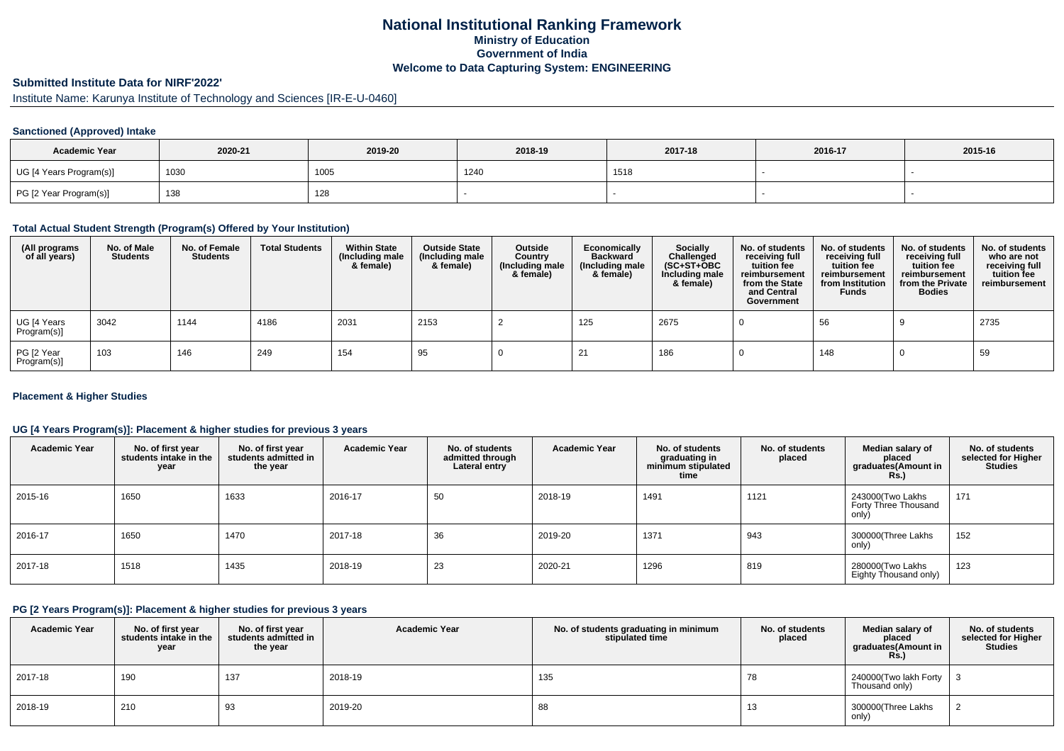# National Institutional Ranking Framework
## Ministry of Education
## Government of India
## Welcome to Data Capturing System: ENGINEERING

### Submitted Institute Data for NIRF'2022'

Institute Name: Karunya Institute of Technology and Sciences [IR-E-U-0460]

#### Sanctioned (Approved) Intake

| Academic Year | 2020-21 | 2019-20 | 2018-19 | 2017-18 | 2016-17 | 2015-16 |
|---|---|---|---|---|---|---|
| UG [4 Years Program(s)] | 1030 | 1005 | 1240 | 1518 | - | - |
| PG [2 Year Program(s)] | 138 | 128 | - | - | - | - |

#### Total Actual Student Strength (Program(s) Offered by Your Institution)

| (All programs of all years) | No. of Male Students | No. of Female Students | Total Students | Within State (Including male & female) | Outside State (Including male & female) | Outside Country (Including male & female) | Economically Backward (Including male & female) | Socially Challenged (SC+ST+OBC Including male & female) | No. of students receiving full tuition fee reimbursement from the State and Central Government | No. of students receiving full tuition fee reimbursement from Institution Funds | No. of students receiving full tuition fee reimbursement from the Private Bodies | No. of students who are not receiving full tuition fee reimbursement |
|---|---|---|---|---|---|---|---|---|---|---|---|---|
| UG [4 Years Program(s)] | 3042 | 1144 | 4186 | 2031 | 2153 | 2 | 125 | 2675 | 0 | 56 | 9 | 2735 |
| PG [2 Year Program(s)] | 103 | 146 | 249 | 154 | 95 | 0 | 21 | 186 | 0 | 148 | 0 | 59 |

#### Placement & Higher Studies

#### UG [4 Years Program(s)]: Placement & higher studies for previous 3 years

| Academic Year | No. of first year students intake in the year | No. of first year students admitted in the year | Academic Year | No. of students admitted through Lateral entry | Academic Year | No. of students graduating in minimum stipulated time | No. of students placed | Median salary of placed graduates(Amount in Rs.) | No. of students selected for Higher Studies |
|---|---|---|---|---|---|---|---|---|---|
| 2015-16 | 1650 | 1633 | 2016-17 | 50 | 2018-19 | 1491 | 1121 | 243000(Two Lakhs Forty Three Thousand only) | 171 |
| 2016-17 | 1650 | 1470 | 2017-18 | 36 | 2019-20 | 1371 | 943 | 300000(Three Lakhs only) | 152 |
| 2017-18 | 1518 | 1435 | 2018-19 | 23 | 2020-21 | 1296 | 819 | 280000(Two Lakhs Eighty Thousand only) | 123 |

#### PG [2 Years Program(s)]: Placement & higher studies for previous 3 years

| Academic Year | No. of first year students intake in the year | No. of first year students admitted in the year | Academic Year | No. of students graduating in minimum stipulated time | No. of students placed | Median salary of placed graduates(Amount in Rs.) | No. of students selected for Higher Studies |
|---|---|---|---|---|---|---|---|
| 2017-18 | 190 | 137 | 2018-19 | 135 | 78 | 240000(Two lakh Forty Thousand only) | 3 |
| 2018-19 | 210 | 93 | 2019-20 | 88 | 13 | 300000(Three Lakhs only) | 2 |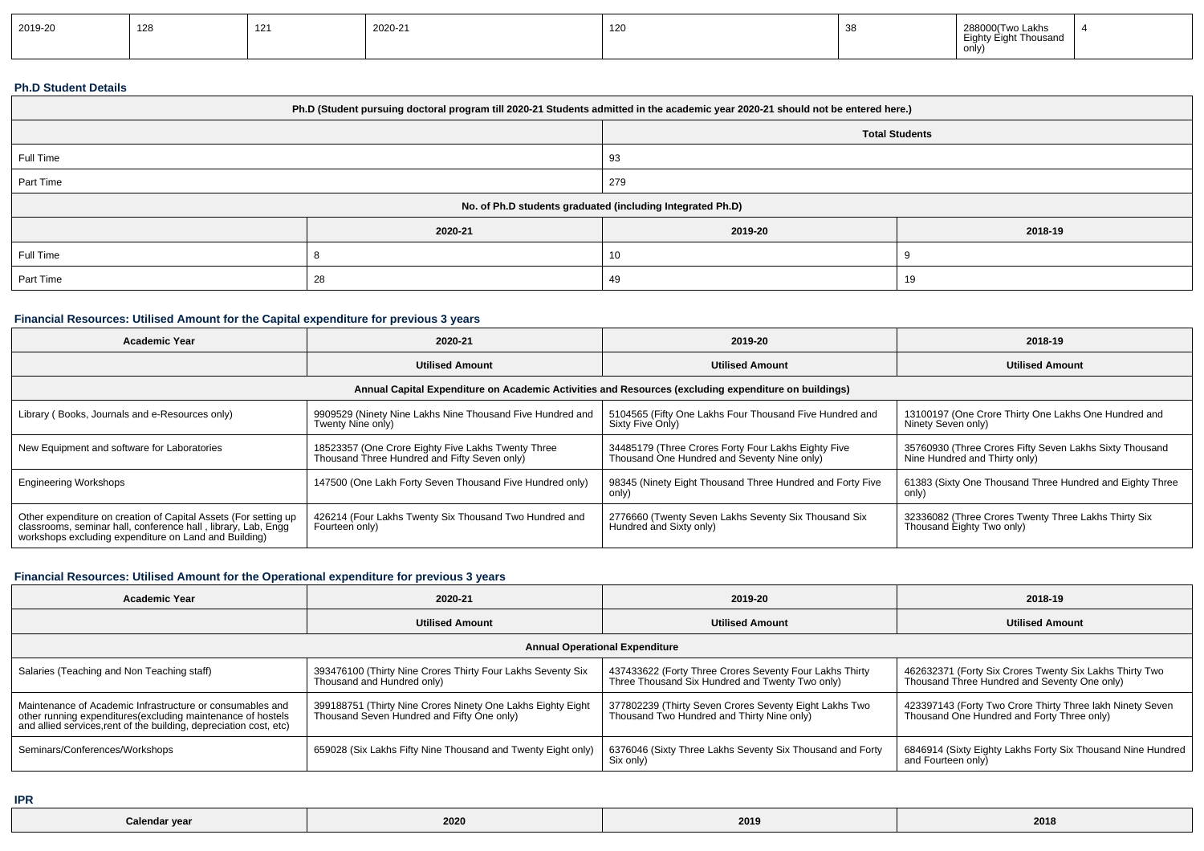| 2019-20 | 128 | 121 | 2020-21 | 120 | 38 | 288000(Two Lakhs Eighty Eight Thousand only) | 4 |
|---|---|---|---|---|---|---|---|

**Ph.D Student Details**

| Ph.D (Student pursuing doctoral program till 2020-21 Students admitted in the academic year 2020-21 should not be entered here.) | | | |
|---|---|---|---|
| | | Total Students | |
| Full Time | | 93 | |
| Part Time | | 279 | |
| No. of Ph.D students graduated (including Integrated Ph.D) | | | |
| | 2020-21 | 2019-20 | 2018-19 |
| Full Time | 8 | 10 | 9 |
| Part Time | 28 | 49 | 19 |

**Financial Resources: Utilised Amount for the Capital expenditure for previous 3 years**

| Academic Year | 2020-21 | 2019-20 | 2018-19 |
|---|---|---|---|
| | Utilised Amount | Utilised Amount | Utilised Amount |
| Annual Capital Expenditure on Academic Activities and Resources (excluding expenditure on buildings) | | | |
| Library ( Books, Journals and e-Resources only) | 9909529 (Ninety Nine Lakhs Nine Thousand Five Hundred and Twenty Nine only) | 5104565 (Fifty One Lakhs Four Thousand Five Hundred and Sixty Five Only) | 13100197 (One Crore Thirty One Lakhs One Hundred and Ninety Seven only) |
| New Equipment and software for Laboratories | 18523357 (One Crore Eighty Five Lakhs Twenty Three Thousand Three Hundred and Fifty Seven only) | 34485179 (Three Crores Forty Four Lakhs Eighty Five Thousand One Hundred and Seventy Nine only) | 35760930 (Three Crores Fifty Seven Lakhs Sixty Thousand Nine Hundred and Thirty only) |
| Engineering Workshops | 147500 (One Lakh Forty Seven Thousand Five Hundred only) | 98345 (Ninety Eight Thousand Three Hundred and Forty Five only) | 61383 (Sixty One Thousand Three Hundred and Eighty Three only) |
| Other expenditure on creation of Capital Assets (For setting up classrooms, seminar hall, conference hall , library, Lab, Engg workshops excluding expenditure on Land and Building) | 426214 (Four Lakhs Twenty Six Thousand Two Hundred and Fourteen only) | 2776660 (Twenty Seven Lakhs Seventy Six Thousand Six Hundred and Sixty only) | 32336082 (Three Crores Twenty Three Lakhs Thirty Six Thousand Eighty Two only) |

**Financial Resources: Utilised Amount for the Operational expenditure for previous 3 years**

| Academic Year | 2020-21 | 2019-20 | 2018-19 |
|---|---|---|---|
| | Utilised Amount | Utilised Amount | Utilised Amount |
| Annual Operational Expenditure | | | |
| Salaries (Teaching and Non Teaching staff) | 393476100 (Thirty Nine Crores Thirty Four Lakhs Seventy Six Thousand and Hundred only) | 437433622 (Forty Three Crores Seventy Four Lakhs Thirty Three Thousand Six Hundred and Twenty Two only) | 462632371 (Forty Six Crores Twenty Six Lakhs Thirty Two Thousand Three Hundred and Seventy One only) |
| Maintenance of Academic Infrastructure or consumables and other running expenditures(excluding maintenance of hostels and allied services,rent of the building, depreciation cost, etc) | 399188751 (Thirty Nine Crores Ninety One Lakhs Eighty Eight Thousand Seven Hundred and Fifty One only) | 377802239 (Thirty Seven Crores Seventy Eight Lakhs Two Thousand Two Hundred and Thirty Nine only) | 423397143 (Forty Two Crore Thirty Three lakh Ninety Seven Thousand One Hundred and Forty Three only) |
| Seminars/Conferences/Workshops | 659028 (Six Lakhs Fifty Nine Thousand and Twenty Eight only) | 6376046 (Sixty Three Lakhs Seventy Six Thousand and Forty Six only) | 6846914 (Sixty Eighty Lakhs Forty Six Thousand Nine Hundred and Fourteen only) |

**IPR**

| Calendar year | 2020 | 2019 | 2018 |
|---|---|---|---|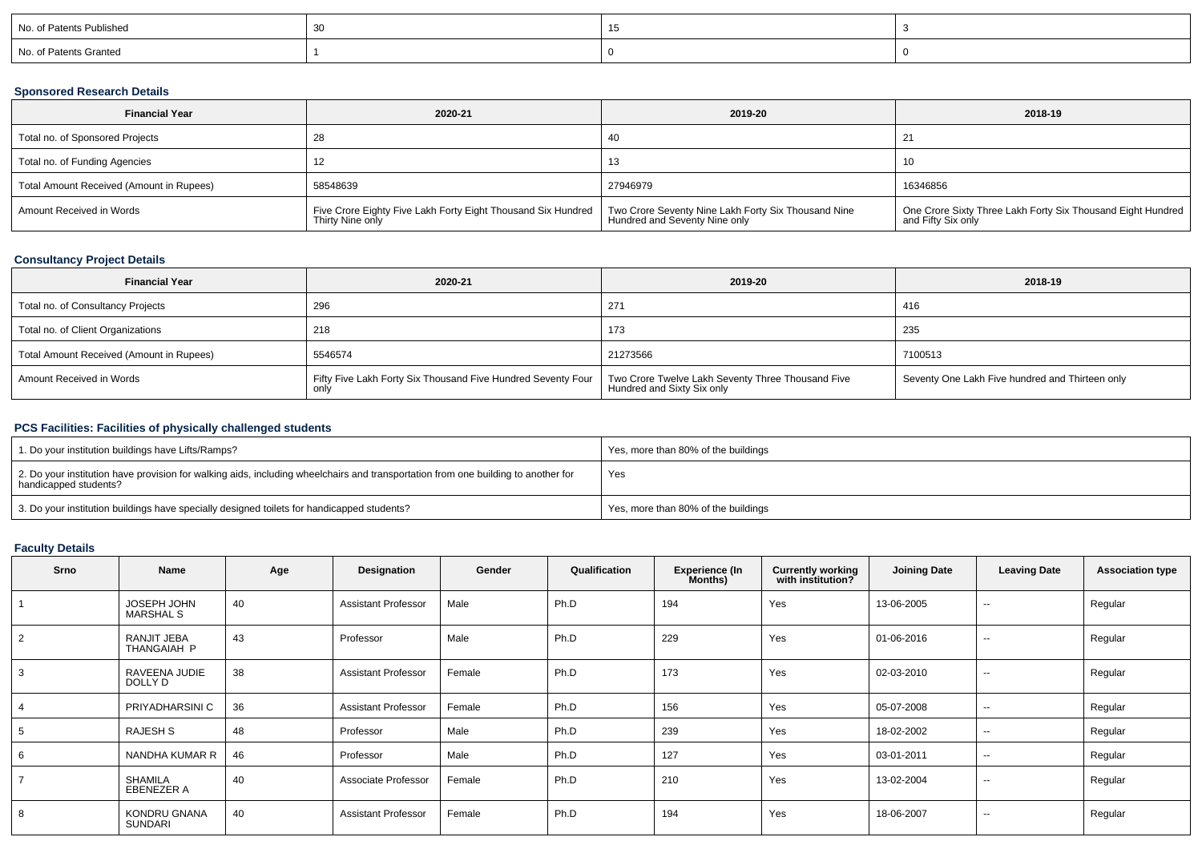| No. of Patents Published | 30 | 15 | 3 |
|---|---|---|---|
| No. of Patents Granted | 1 | 0 | 0 |

### Sponsored Research Details

| Financial Year | 2020-21 | 2019-20 | 2018-19 |
|---|---|---|---|
| Total no. of Sponsored Projects | 28 | 40 | 21 |
| Total no. of Funding Agencies | 12 | 13 | 10 |
| Total Amount Received (Amount in Rupees) | 58548639 | 27946979 | 16346856 |
| Amount Received in Words | Five Crore Eighty Five Lakh Forty Eight Thousand Six Hundred Thirty Nine only | Two Crore Seventy Nine Lakh Forty Six Thousand Nine Hundred and Seventy Nine only | One Crore Sixty Three Lakh Forty Six Thousand Eight Hundred and Fifty Six only |

### Consultancy Project Details

| Financial Year | 2020-21 | 2019-20 | 2018-19 |
|---|---|---|---|
| Total no. of Consultancy Projects | 296 | 271 | 416 |
| Total no. of Client Organizations | 218 | 173 | 235 |
| Total Amount Received (Amount in Rupees) | 5546574 | 21273566 | 7100513 |
| Amount Received in Words | Fifty Five Lakh Forty Six Thousand Five Hundred Seventy Four only | Two Crore Twelve Lakh Seventy Three Thousand Five Hundred and Sixty Six only | Seventy One Lakh Five hundred and Thirteen only |

### PCS Facilities: Facilities of physically challenged students

| | |
|---|---|
| 1. Do your institution buildings have Lifts/Ramps? | Yes, more than 80% of the buildings |
| 2. Do your institution have provision for walking aids, including wheelchairs and transportation from one building to another for handicapped students? | Yes |
| 3. Do your institution buildings have specially designed toilets for handicapped students? | Yes, more than 80% of the buildings |

### Faculty Details

| Srno | Name | Age | Designation | Gender | Qualification | Experience (In Months) | Currently working with institution? | Joining Date | Leaving Date | Association type |
|---|---|---|---|---|---|---|---|---|---|---|
| 1 | JOSEPH JOHN MARSHAL S | 40 | Assistant Professor | Male | Ph.D | 194 | Yes | 13-06-2005 | -- | Regular |
| 2 | RANJIT JEBA THANGAIAH P | 43 | Professor | Male | Ph.D | 229 | Yes | 01-06-2016 | -- | Regular |
| 3 | RAVEENA JUDIE DOLLY D | 38 | Assistant Professor | Female | Ph.D | 173 | Yes | 02-03-2010 | -- | Regular |
| 4 | PRIYADHARSINI C | 36 | Assistant Professor | Female | Ph.D | 156 | Yes | 05-07-2008 | -- | Regular |
| 5 | RAJESH S | 48 | Professor | Male | Ph.D | 239 | Yes | 18-02-2002 | -- | Regular |
| 6 | NANDHA KUMAR R | 46 | Professor | Male | Ph.D | 127 | Yes | 03-01-2011 | -- | Regular |
| 7 | SHAMILA EBENEZER A | 40 | Associate Professor | Female | Ph.D | 210 | Yes | 13-02-2004 | -- | Regular |
| 8 | KONDRU GNANA SUNDARI | 40 | Assistant Professor | Female | Ph.D | 194 | Yes | 18-06-2007 | -- | Regular |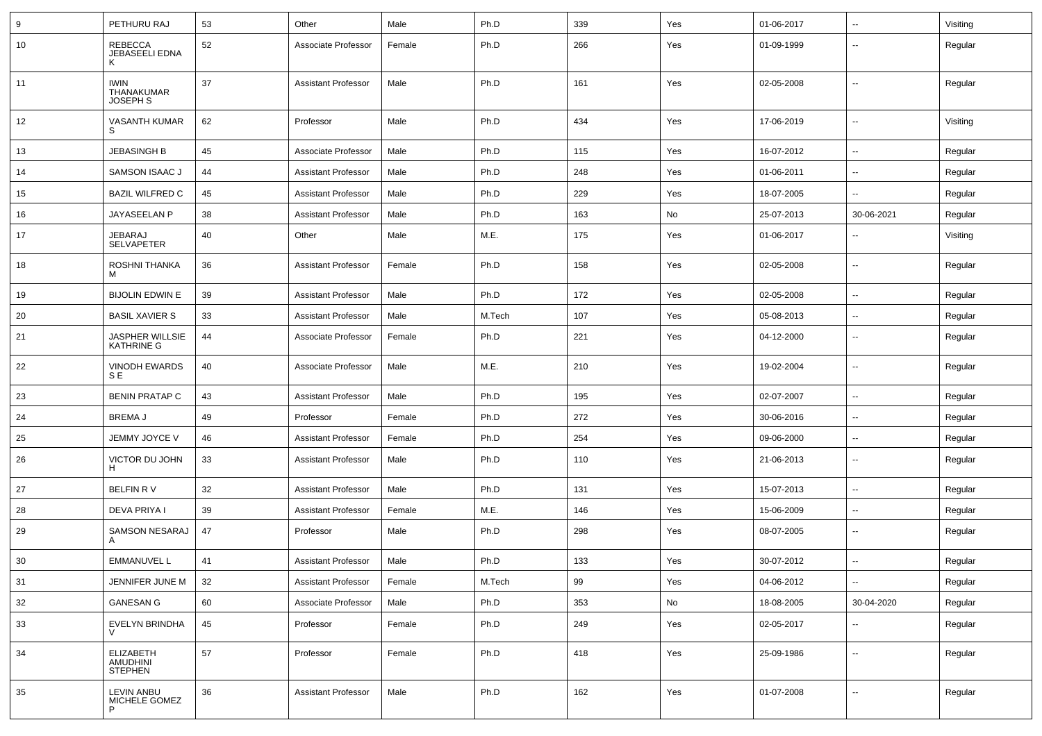| 9 | PETHURU RAJ | 53 | Other | Male | Ph.D | 339 | Yes | 01-06-2017 | -- | Visiting |
|---|---|---|---|---|---|---|---|---|---|---|
| 10 | REBECCA JEBASEELI EDNA K | 52 | Associate Professor | Female | Ph.D | 266 | Yes | 01-09-1999 | -- | Regular |
| 11 | IWIN THANAKUMAR JOSEPH S | 37 | Assistant Professor | Male | Ph.D | 161 | Yes | 02-05-2008 | -- | Regular |
| 12 | VASANTH KUMAR S | 62 | Professor | Male | Ph.D | 434 | Yes | 17-06-2019 | -- | Visiting |
| 13 | JEBASINGH B | 45 | Associate Professor | Male | Ph.D | 115 | Yes | 16-07-2012 | -- | Regular |
| 14 | SAMSON ISAAC J | 44 | Assistant Professor | Male | Ph.D | 248 | Yes | 01-06-2011 | -- | Regular |
| 15 | BAZIL WILFRED C | 45 | Assistant Professor | Male | Ph.D | 229 | Yes | 18-07-2005 | -- | Regular |
| 16 | JAYASEELAN P | 38 | Assistant Professor | Male | Ph.D | 163 | No | 25-07-2013 | 30-06-2021 | Regular |
| 17 | JEBARAJ SELVAPETER | 40 | Other | Male | M.E. | 175 | Yes | 01-06-2017 | -- | Visiting |
| 18 | ROSHNI THANKA M | 36 | Assistant Professor | Female | Ph.D | 158 | Yes | 02-05-2008 | -- | Regular |
| 19 | BIJOLIN EDWIN E | 39 | Assistant Professor | Male | Ph.D | 172 | Yes | 02-05-2008 | -- | Regular |
| 20 | BASIL XAVIER S | 33 | Assistant Professor | Male | M.Tech | 107 | Yes | 05-08-2013 | -- | Regular |
| 21 | JASPHER WILLSIE KATHRINE G | 44 | Associate Professor | Female | Ph.D | 221 | Yes | 04-12-2000 | -- | Regular |
| 22 | VINODH EWARDS S E | 40 | Associate Professor | Male | M.E. | 210 | Yes | 19-02-2004 | -- | Regular |
| 23 | BENIN PRATAP C | 43 | Assistant Professor | Male | Ph.D | 195 | Yes | 02-07-2007 | -- | Regular |
| 24 | BREMA J | 49 | Professor | Female | Ph.D | 272 | Yes | 30-06-2016 | -- | Regular |
| 25 | JEMMY JOYCE V | 46 | Assistant Professor | Female | Ph.D | 254 | Yes | 09-06-2000 | -- | Regular |
| 26 | VICTOR DU JOHN H | 33 | Assistant Professor | Male | Ph.D | 110 | Yes | 21-06-2013 | -- | Regular |
| 27 | BELFIN R V | 32 | Assistant Professor | Male | Ph.D | 131 | Yes | 15-07-2013 | -- | Regular |
| 28 | DEVA PRIYA I | 39 | Assistant Professor | Female | M.E. | 146 | Yes | 15-06-2009 | -- | Regular |
| 29 | SAMSON NESARAJ A | 47 | Professor | Male | Ph.D | 298 | Yes | 08-07-2005 | -- | Regular |
| 30 | EMMANUVEL L | 41 | Assistant Professor | Male | Ph.D | 133 | Yes | 30-07-2012 | -- | Regular |
| 31 | JENNIFER JUNE M | 32 | Assistant Professor | Female | M.Tech | 99 | Yes | 04-06-2012 | -- | Regular |
| 32 | GANESAN G | 60 | Associate Professor | Male | Ph.D | 353 | No | 18-08-2005 | 30-04-2020 | Regular |
| 33 | EVELYN BRINDHA V | 45 | Professor | Female | Ph.D | 249 | Yes | 02-05-2017 | -- | Regular |
| 34 | ELIZABETH AMUDHINI STEPHEN | 57 | Professor | Female | Ph.D | 418 | Yes | 25-09-1986 | -- | Regular |
| 35 | LEVIN ANBU MICHELE GOMEZ P | 36 | Assistant Professor | Male | Ph.D | 162 | Yes | 01-07-2008 | -- | Regular |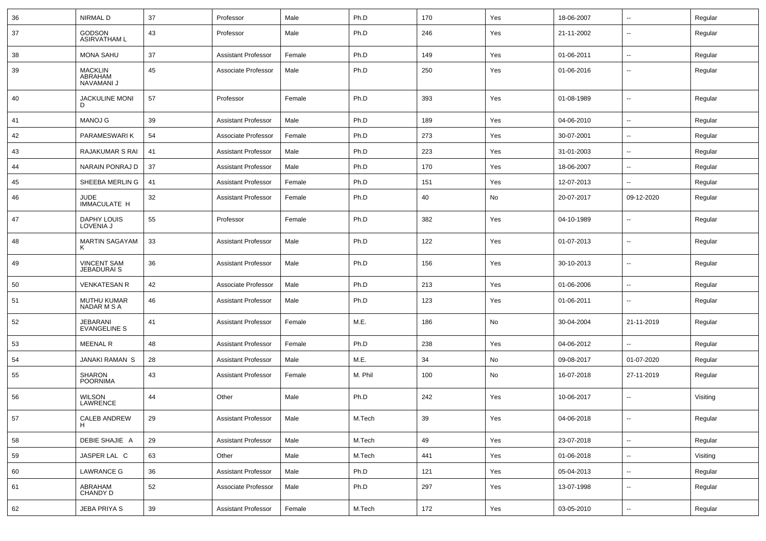| 36 | NIRMAL D | 37 | Professor | Male | Ph.D | 170 | Yes | 18-06-2007 | -- | Regular |
|---|---|---|---|---|---|---|---|---|---|---|
| 37 | GODSON ASIRVATHAM L | 43 | Professor | Male | Ph.D | 246 | Yes | 21-11-2002 | -- | Regular |
| 38 | MONA SAHU | 37 | Assistant Professor | Female | Ph.D | 149 | Yes | 01-06-2011 | -- | Regular |
| 39 | MACKLIN ABRAHAM NAVAMANI J | 45 | Associate Professor | Male | Ph.D | 250 | Yes | 01-06-2016 | -- | Regular |
| 40 | JACKULINE MONI D | 57 | Professor | Female | Ph.D | 393 | Yes | 01-08-1989 | -- | Regular |
| 41 | MANOJ G | 39 | Assistant Professor | Male | Ph.D | 189 | Yes | 04-06-2010 | -- | Regular |
| 42 | PARAMESWARI K | 54 | Associate Professor | Female | Ph.D | 273 | Yes | 30-07-2001 | -- | Regular |
| 43 | RAJAKUMAR S RAI | 41 | Assistant Professor | Male | Ph.D | 223 | Yes | 31-01-2003 | -- | Regular |
| 44 | NARAIN PONRAJ D | 37 | Assistant Professor | Male | Ph.D | 170 | Yes | 18-06-2007 | -- | Regular |
| 45 | SHEEBA MERLIN G | 41 | Assistant Professor | Female | Ph.D | 151 | Yes | 12-07-2013 | -- | Regular |
| 46 | JUDE IMMACULATE H | 32 | Assistant Professor | Female | Ph.D | 40 | No | 20-07-2017 | 09-12-2020 | Regular |
| 47 | DAPHY LOUIS LOVENIA J | 55 | Professor | Female | Ph.D | 382 | Yes | 04-10-1989 | -- | Regular |
| 48 | MARTIN SAGAYAM K | 33 | Assistant Professor | Male | Ph.D | 122 | Yes | 01-07-2013 | -- | Regular |
| 49 | VINCENT SAM JEBADURAI S | 36 | Assistant Professor | Male | Ph.D | 156 | Yes | 30-10-2013 | -- | Regular |
| 50 | VENKATESAN R | 42 | Associate Professor | Male | Ph.D | 213 | Yes | 01-06-2006 | -- | Regular |
| 51 | MUTHU KUMAR NADAR M S A | 46 | Assistant Professor | Male | Ph.D | 123 | Yes | 01-06-2011 | -- | Regular |
| 52 | JEBARANI EVANGELINE S | 41 | Assistant Professor | Female | M.E. | 186 | No | 30-04-2004 | 21-11-2019 | Regular |
| 53 | MEENAL R | 48 | Assistant Professor | Female | Ph.D | 238 | Yes | 04-06-2012 | -- | Regular |
| 54 | JANAKI RAMAN S | 28 | Assistant Professor | Male | M.E. | 34 | No | 09-08-2017 | 01-07-2020 | Regular |
| 55 | SHARON POORNIMA | 43 | Assistant Professor | Female | M. Phil | 100 | No | 16-07-2018 | 27-11-2019 | Regular |
| 56 | WILSON LAWRENCE | 44 | Other | Male | Ph.D | 242 | Yes | 10-06-2017 | -- | Visiting |
| 57 | CALEB ANDREW H | 29 | Assistant Professor | Male | M.Tech | 39 | Yes | 04-06-2018 | -- | Regular |
| 58 | DEBIE SHAJIE A | 29 | Assistant Professor | Male | M.Tech | 49 | Yes | 23-07-2018 | -- | Regular |
| 59 | JASPER LAL C | 63 | Other | Male | M.Tech | 441 | Yes | 01-06-2018 | -- | Visiting |
| 60 | LAWRANCE G | 36 | Assistant Professor | Male | Ph.D | 121 | Yes | 05-04-2013 | -- | Regular |
| 61 | ABRAHAM CHANDY D | 52 | Associate Professor | Male | Ph.D | 297 | Yes | 13-07-1998 | -- | Regular |
| 62 | JEBA PRIYA S | 39 | Assistant Professor | Female | M.Tech | 172 | Yes | 03-05-2010 | -- | Regular |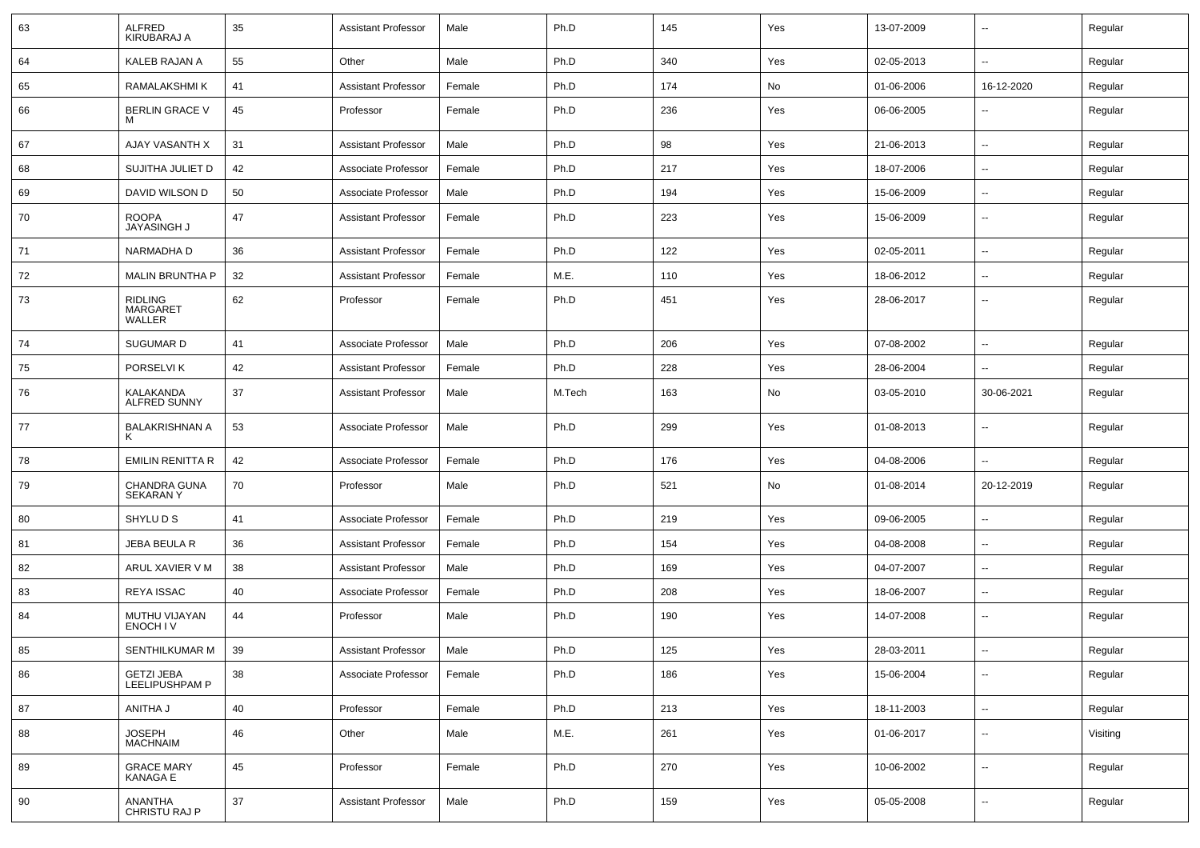| 63 | ALFRED KIRUBARAJ A | 35 | Assistant Professor | Male | Ph.D | 145 | Yes | 13-07-2009 | -- | Regular |
|---|---|---|---|---|---|---|---|---|---|---|
| 64 | KALEB RAJAN A | 55 | Other | Male | Ph.D | 340 | Yes | 02-05-2013 | -- | Regular |
| 65 | RAMALAKSHMI K | 41 | Assistant Professor | Female | Ph.D | 174 | No | 01-06-2006 | 16-12-2020 | Regular |
| 66 | BERLIN GRACE V M | 45 | Professor | Female | Ph.D | 236 | Yes | 06-06-2005 | -- | Regular |
| 67 | AJAY VASANTH X | 31 | Assistant Professor | Male | Ph.D | 98 | Yes | 21-06-2013 | -- | Regular |
| 68 | SUJITHA JULIET D | 42 | Associate Professor | Female | Ph.D | 217 | Yes | 18-07-2006 | -- | Regular |
| 69 | DAVID WILSON D | 50 | Associate Professor | Male | Ph.D | 194 | Yes | 15-06-2009 | -- | Regular |
| 70 | ROOPA JAYASINGH J | 47 | Assistant Professor | Female | Ph.D | 223 | Yes | 15-06-2009 | -- | Regular |
| 71 | NARMADHA D | 36 | Assistant Professor | Female | Ph.D | 122 | Yes | 02-05-2011 | -- | Regular |
| 72 | MALIN BRUNTHA P | 32 | Assistant Professor | Female | M.E. | 110 | Yes | 18-06-2012 | -- | Regular |
| 73 | RIDLING MARGARET WALLER | 62 | Professor | Female | Ph.D | 451 | Yes | 28-06-2017 | -- | Regular |
| 74 | SUGUMAR D | 41 | Associate Professor | Male | Ph.D | 206 | Yes | 07-08-2002 | -- | Regular |
| 75 | PORSELVI K | 42 | Assistant Professor | Female | Ph.D | 228 | Yes | 28-06-2004 | -- | Regular |
| 76 | KALAKANDA ALFRED SUNNY | 37 | Assistant Professor | Male | M.Tech | 163 | No | 03-05-2010 | 30-06-2021 | Regular |
| 77 | BALAKRISHNAN A K | 53 | Associate Professor | Male | Ph.D | 299 | Yes | 01-08-2013 | -- | Regular |
| 78 | EMILIN RENITTA R | 42 | Associate Professor | Female | Ph.D | 176 | Yes | 04-08-2006 | -- | Regular |
| 79 | CHANDRA GUNA SEKARAN Y | 70 | Professor | Male | Ph.D | 521 | No | 01-08-2014 | 20-12-2019 | Regular |
| 80 | SHYLU D S | 41 | Associate Professor | Female | Ph.D | 219 | Yes | 09-06-2005 | -- | Regular |
| 81 | JEBA BEULA R | 36 | Assistant Professor | Female | Ph.D | 154 | Yes | 04-08-2008 | -- | Regular |
| 82 | ARUL XAVIER V M | 38 | Assistant Professor | Male | Ph.D | 169 | Yes | 04-07-2007 | -- | Regular |
| 83 | REYA ISSAC | 40 | Associate Professor | Female | Ph.D | 208 | Yes | 18-06-2007 | -- | Regular |
| 84 | MUTHU VIJAYAN ENOCH I V | 44 | Professor | Male | Ph.D | 190 | Yes | 14-07-2008 | -- | Regular |
| 85 | SENTHILKUMAR M | 39 | Assistant Professor | Male | Ph.D | 125 | Yes | 28-03-2011 | -- | Regular |
| 86 | GETZI JEBA LEELIPUSHPAM P | 38 | Associate Professor | Female | Ph.D | 186 | Yes | 15-06-2004 | -- | Regular |
| 87 | ANITHA J | 40 | Professor | Female | Ph.D | 213 | Yes | 18-11-2003 | -- | Regular |
| 88 | JOSEPH MACHNAIM | 46 | Other | Male | M.E. | 261 | Yes | 01-06-2017 | -- | Visiting |
| 89 | GRACE MARY KANAGA E | 45 | Professor | Female | Ph.D | 270 | Yes | 10-06-2002 | -- | Regular |
| 90 | ANANTHA CHRISTU RAJ P | 37 | Assistant Professor | Male | Ph.D | 159 | Yes | 05-05-2008 | -- | Regular |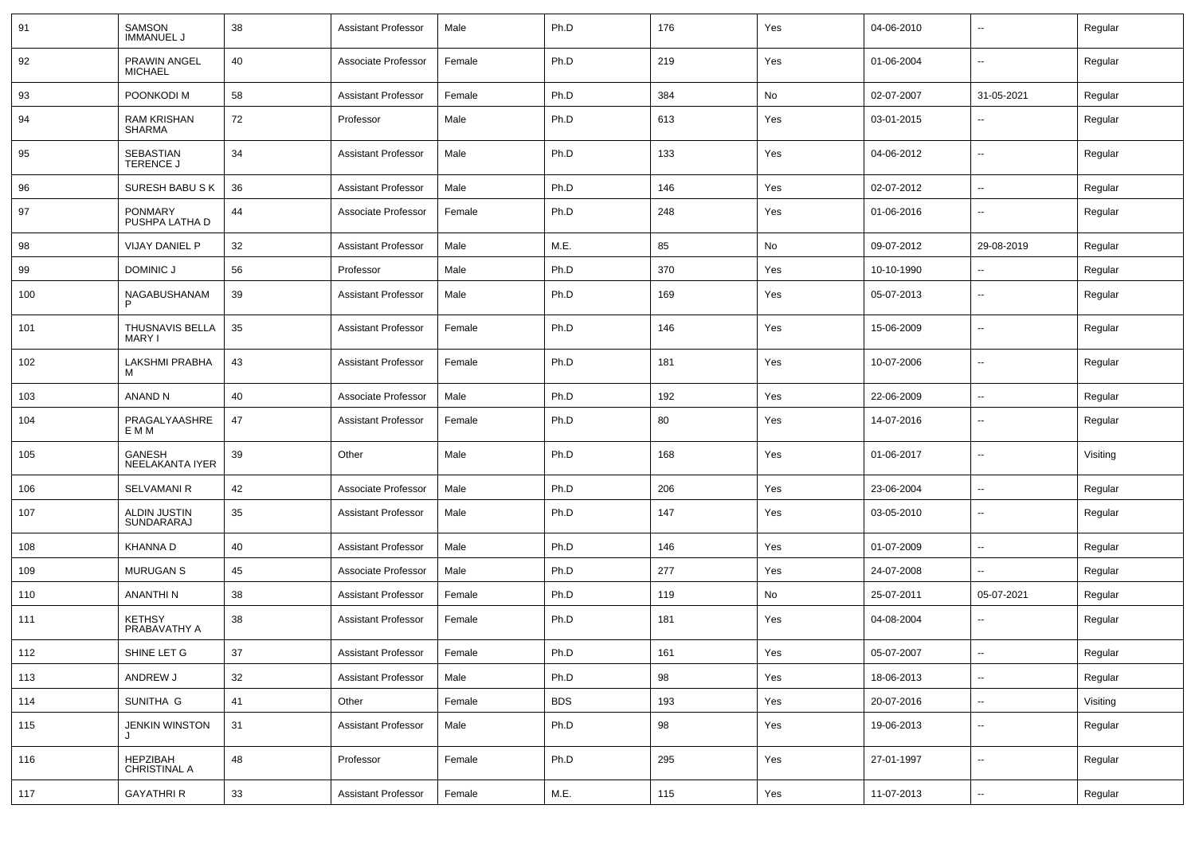| 91 | SAMSON IMMANUEL J | 38 | Assistant Professor | Male | Ph.D | 176 | Yes | 04-06-2010 | -- | Regular |
|---|---|---|---|---|---|---|---|---|---|---|
| 92 | PRAWIN ANGEL MICHAEL | 40 | Associate Professor | Female | Ph.D | 219 | Yes | 01-06-2004 | -- | Regular |
| 93 | POONKODI M | 58 | Assistant Professor | Female | Ph.D | 384 | No | 02-07-2007 | 31-05-2021 | Regular |
| 94 | RAM KRISHAN SHARMA | 72 | Professor | Male | Ph.D | 613 | Yes | 03-01-2015 | -- | Regular |
| 95 | SEBASTIAN TERENCE J | 34 | Assistant Professor | Male | Ph.D | 133 | Yes | 04-06-2012 | -- | Regular |
| 96 | SURESH BABU S K | 36 | Assistant Professor | Male | Ph.D | 146 | Yes | 02-07-2012 | -- | Regular |
| 97 | PONMARY PUSHPA LATHA D | 44 | Associate Professor | Female | Ph.D | 248 | Yes | 01-06-2016 | -- | Regular |
| 98 | VIJAY DANIEL P | 32 | Assistant Professor | Male | M.E. | 85 | No | 09-07-2012 | 29-08-2019 | Regular |
| 99 | DOMINIC J | 56 | Professor | Male | Ph.D | 370 | Yes | 10-10-1990 | -- | Regular |
| 100 | NAGABUSHANAM P | 39 | Assistant Professor | Male | Ph.D | 169 | Yes | 05-07-2013 | -- | Regular |
| 101 | THUSNAVIS BELLA MARY I | 35 | Assistant Professor | Female | Ph.D | 146 | Yes | 15-06-2009 | -- | Regular |
| 102 | LAKSHMI PRABHA M | 43 | Assistant Professor | Female | Ph.D | 181 | Yes | 10-07-2006 | -- | Regular |
| 103 | ANAND N | 40 | Associate Professor | Male | Ph.D | 192 | Yes | 22-06-2009 | -- | Regular |
| 104 | PRAGALYAASHRE E M M | 47 | Assistant Professor | Female | Ph.D | 80 | Yes | 14-07-2016 | -- | Regular |
| 105 | GANESH NEELAKANTA IYER | 39 | Other | Male | Ph.D | 168 | Yes | 01-06-2017 | -- | Visiting |
| 106 | SELVAMANI R | 42 | Associate Professor | Male | Ph.D | 206 | Yes | 23-06-2004 | -- | Regular |
| 107 | ALDIN JUSTIN SUNDARARAJ | 35 | Assistant Professor | Male | Ph.D | 147 | Yes | 03-05-2010 | -- | Regular |
| 108 | KHANNA D | 40 | Assistant Professor | Male | Ph.D | 146 | Yes | 01-07-2009 | -- | Regular |
| 109 | MURUGAN S | 45 | Associate Professor | Male | Ph.D | 277 | Yes | 24-07-2008 | -- | Regular |
| 110 | ANANTHI N | 38 | Assistant Professor | Female | Ph.D | 119 | No | 25-07-2011 | 05-07-2021 | Regular |
| 111 | KETHSY PRABAVATHY A | 38 | Assistant Professor | Female | Ph.D | 181 | Yes | 04-08-2004 | -- | Regular |
| 112 | SHINE LET G | 37 | Assistant Professor | Female | Ph.D | 161 | Yes | 05-07-2007 | -- | Regular |
| 113 | ANDREW J | 32 | Assistant Professor | Male | Ph.D | 98 | Yes | 18-06-2013 | -- | Regular |
| 114 | SUNITHA G | 41 | Other | Female | BDS | 193 | Yes | 20-07-2016 | -- | Visiting |
| 115 | JENKIN WINSTON J | 31 | Assistant Professor | Male | Ph.D | 98 | Yes | 19-06-2013 | -- | Regular |
| 116 | HEPZIBAH CHRISTINAL A | 48 | Professor | Female | Ph.D | 295 | Yes | 27-01-1997 | -- | Regular |
| 117 | GAYATHRI R | 33 | Assistant Professor | Female | M.E. | 115 | Yes | 11-07-2013 | -- | Regular |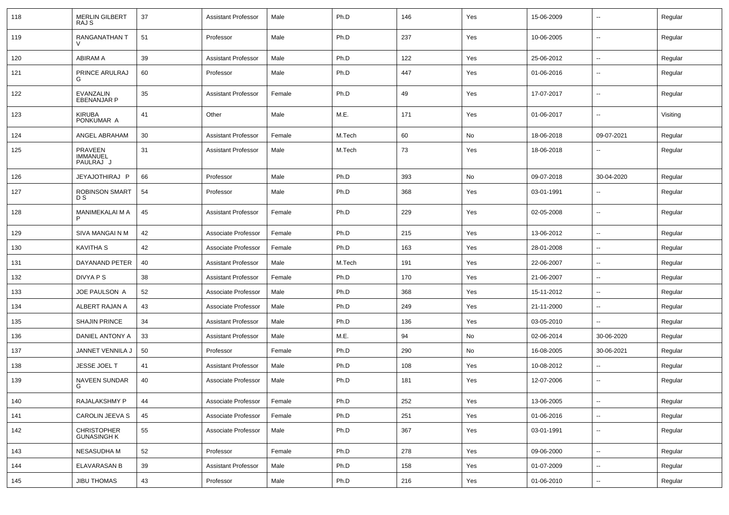| 118 | MERLIN GILBERT RAJ S | 37 | Assistant Professor | Male | Ph.D | 146 | Yes | 15-06-2009 | -- | Regular |
|---|---|---|---|---|---|---|---|---|---|---|
| 119 | RANGANATHAN T V | 51 | Professor | Male | Ph.D | 237 | Yes | 10-06-2005 | -- | Regular |
| 120 | ABIRAM A | 39 | Assistant Professor | Male | Ph.D | 122 | Yes | 25-06-2012 | -- | Regular |
| 121 | PRINCE ARULRAJ G | 60 | Professor | Male | Ph.D | 447 | Yes | 01-06-2016 | -- | Regular |
| 122 | EVANZALIN EBENANJAR P | 35 | Assistant Professor | Female | Ph.D | 49 | Yes | 17-07-2017 | -- | Regular |
| 123 | KIRUBA PONKUMAR A | 41 | Other | Male | M.E. | 171 | Yes | 01-06-2017 | -- | Visiting |
| 124 | ANGEL ABRAHAM | 30 | Assistant Professor | Female | M.Tech | 60 | No | 18-06-2018 | 09-07-2021 | Regular |
| 125 | PRAVEEN IMMANUEL PAULRAJ J | 31 | Assistant Professor | Male | M.Tech | 73 | Yes | 18-06-2018 | -- | Regular |
| 126 | JEYAJOTHIRAJ P | 66 | Professor | Male | Ph.D | 393 | No | 09-07-2018 | 30-04-2020 | Regular |
| 127 | ROBINSON SMART D S | 54 | Professor | Male | Ph.D | 368 | Yes | 03-01-1991 | -- | Regular |
| 128 | MANIMEKALAI M A P | 45 | Assistant Professor | Female | Ph.D | 229 | Yes | 02-05-2008 | -- | Regular |
| 129 | SIVA MANGAI N M | 42 | Associate Professor | Female | Ph.D | 215 | Yes | 13-06-2012 | -- | Regular |
| 130 | KAVITHA S | 42 | Associate Professor | Female | Ph.D | 163 | Yes | 28-01-2008 | -- | Regular |
| 131 | DAYANAND PETER | 40 | Assistant Professor | Male | M.Tech | 191 | Yes | 22-06-2007 | -- | Regular |
| 132 | DIVYA P S | 38 | Assistant Professor | Female | Ph.D | 170 | Yes | 21-06-2007 | -- | Regular |
| 133 | JOE PAULSON A | 52 | Associate Professor | Male | Ph.D | 368 | Yes | 15-11-2012 | -- | Regular |
| 134 | ALBERT RAJAN A | 43 | Associate Professor | Male | Ph.D | 249 | Yes | 21-11-2000 | -- | Regular |
| 135 | SHAJIN PRINCE | 34 | Assistant Professor | Male | Ph.D | 136 | Yes | 03-05-2010 | -- | Regular |
| 136 | DANIEL ANTONY A | 33 | Assistant Professor | Male | M.E. | 94 | No | 02-06-2014 | 30-06-2020 | Regular |
| 137 | JANNET VENNILA J | 50 | Professor | Female | Ph.D | 290 | No | 16-08-2005 | 30-06-2021 | Regular |
| 138 | JESSE JOEL T | 41 | Assistant Professor | Male | Ph.D | 108 | Yes | 10-08-2012 | -- | Regular |
| 139 | NAVEEN SUNDAR G | 40 | Associate Professor | Male | Ph.D | 181 | Yes | 12-07-2006 | -- | Regular |
| 140 | RAJALAKSHMY P | 44 | Associate Professor | Female | Ph.D | 252 | Yes | 13-06-2005 | -- | Regular |
| 141 | CAROLIN JEEVA S | 45 | Associate Professor | Female | Ph.D | 251 | Yes | 01-06-2016 | -- | Regular |
| 142 | CHRISTOPHER GUNASINGH K | 55 | Associate Professor | Male | Ph.D | 367 | Yes | 03-01-1991 | -- | Regular |
| 143 | NESASUDHA M | 52 | Professor | Female | Ph.D | 278 | Yes | 09-06-2000 | -- | Regular |
| 144 | ELAVARASAN B | 39 | Assistant Professor | Male | Ph.D | 158 | Yes | 01-07-2009 | -- | Regular |
| 145 | JIBU THOMAS | 43 | Professor | Male | Ph.D | 216 | Yes | 01-06-2010 | -- | Regular |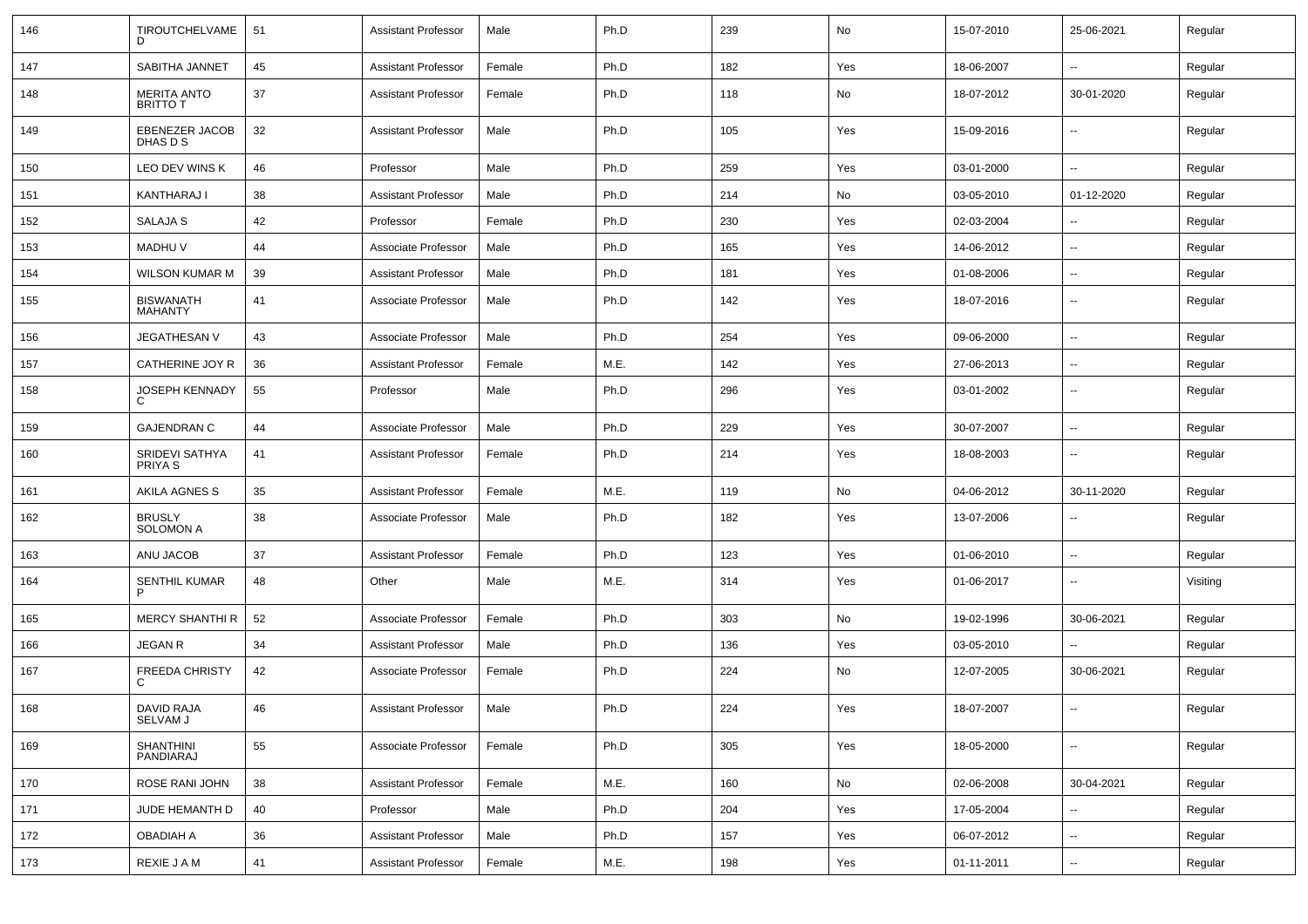| 146 | TIROUTCHELVAME D | 51 | Assistant Professor | Male | Ph.D | 239 | No | 15-07-2010 | 25-06-2021 | Regular |
|---|---|---|---|---|---|---|---|---|---|---|
| 147 | SABITHA JANNET | 45 | Assistant Professor | Female | Ph.D | 182 | Yes | 18-06-2007 | -- | Regular |
| 148 | MERITA ANTO BRITTO T | 37 | Assistant Professor | Female | Ph.D | 118 | No | 18-07-2012 | 30-01-2020 | Regular |
| 149 | EBENEZER JACOB DHAS D S | 32 | Assistant Professor | Male | Ph.D | 105 | Yes | 15-09-2016 | -- | Regular |
| 150 | LEO DEV WINS K | 46 | Professor | Male | Ph.D | 259 | Yes | 03-01-2000 | -- | Regular |
| 151 | KANTHARAJ I | 38 | Assistant Professor | Male | Ph.D | 214 | No | 03-05-2010 | 01-12-2020 | Regular |
| 152 | SALAJA S | 42 | Professor | Female | Ph.D | 230 | Yes | 02-03-2004 | -- | Regular |
| 153 | MADHU V | 44 | Associate Professor | Male | Ph.D | 165 | Yes | 14-06-2012 | -- | Regular |
| 154 | WILSON KUMAR M | 39 | Assistant Professor | Male | Ph.D | 181 | Yes | 01-08-2006 | -- | Regular |
| 155 | BISWANATH MAHANTY | 41 | Associate Professor | Male | Ph.D | 142 | Yes | 18-07-2016 | -- | Regular |
| 156 | JEGATHESAN V | 43 | Associate Professor | Male | Ph.D | 254 | Yes | 09-06-2000 | -- | Regular |
| 157 | CATHERINE JOY R | 36 | Assistant Professor | Female | M.E. | 142 | Yes | 27-06-2013 | -- | Regular |
| 158 | JOSEPH KENNADY C | 55 | Professor | Male | Ph.D | 296 | Yes | 03-01-2002 | -- | Regular |
| 159 | GAJENDRAN C | 44 | Associate Professor | Male | Ph.D | 229 | Yes | 30-07-2007 | -- | Regular |
| 160 | SRIDEVI SATHYA PRIYA S | 41 | Assistant Professor | Female | Ph.D | 214 | Yes | 18-08-2003 | -- | Regular |
| 161 | AKILA AGNES S | 35 | Assistant Professor | Female | M.E. | 119 | No | 04-06-2012 | 30-11-2020 | Regular |
| 162 | BRUSLY SOLOMON A | 38 | Associate Professor | Male | Ph.D | 182 | Yes | 13-07-2006 | -- | Regular |
| 163 | ANU JACOB | 37 | Assistant Professor | Female | Ph.D | 123 | Yes | 01-06-2010 | -- | Regular |
| 164 | SENTHIL KUMAR P | 48 | Other | Male | M.E. | 314 | Yes | 01-06-2017 | -- | Visiting |
| 165 | MERCY SHANTHI R | 52 | Associate Professor | Female | Ph.D | 303 | No | 19-02-1996 | 30-06-2021 | Regular |
| 166 | JEGAN R | 34 | Assistant Professor | Male | Ph.D | 136 | Yes | 03-05-2010 | -- | Regular |
| 167 | FREEDA CHRISTY C | 42 | Associate Professor | Female | Ph.D | 224 | No | 12-07-2005 | 30-06-2021 | Regular |
| 168 | DAVID RAJA SELVAM J | 46 | Assistant Professor | Male | Ph.D | 224 | Yes | 18-07-2007 | -- | Regular |
| 169 | SHANTHINI PANDIARAJ | 55 | Associate Professor | Female | Ph.D | 305 | Yes | 18-05-2000 | -- | Regular |
| 170 | ROSE RANI JOHN | 38 | Assistant Professor | Female | M.E. | 160 | No | 02-06-2008 | 30-04-2021 | Regular |
| 171 | JUDE HEMANTH D | 40 | Professor | Male | Ph.D | 204 | Yes | 17-05-2004 | -- | Regular |
| 172 | OBADIAH A | 36 | Assistant Professor | Male | Ph.D | 157 | Yes | 06-07-2012 | -- | Regular |
| 173 | REXIE J A M | 41 | Assistant Professor | Female | M.E. | 198 | Yes | 01-11-2011 | -- | Regular |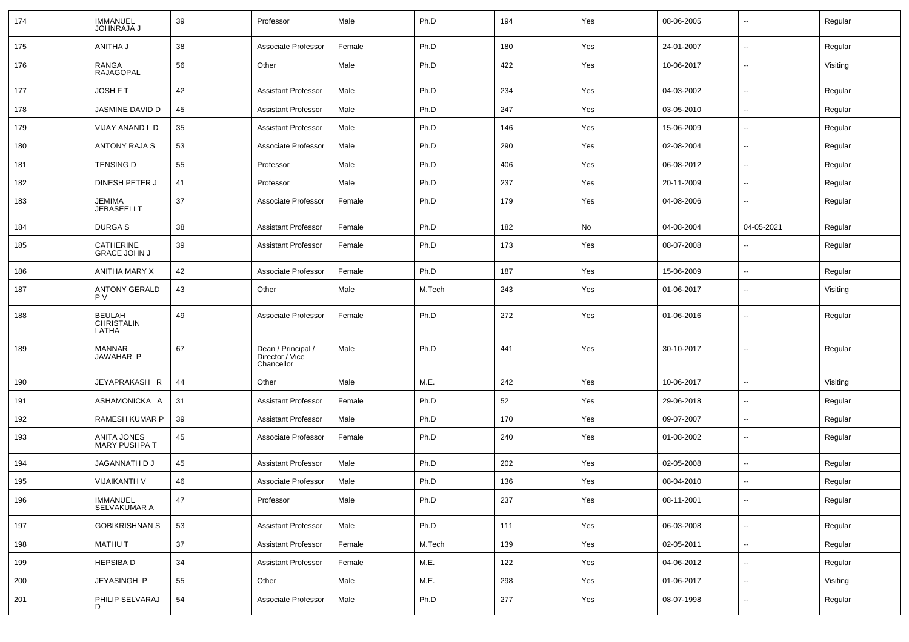| 174 | IMMANUEL JOHNRAJA J | 39 | Professor | Male | Ph.D | 194 | Yes | 08-06-2005 | -- | Regular |
|---|---|---|---|---|---|---|---|---|---|---|
| 175 | ANITHA J | 38 | Associate Professor | Female | Ph.D | 180 | Yes | 24-01-2007 | -- | Regular |
| 176 | RANGA RAJAGOPAL | 56 | Other | Male | Ph.D | 422 | Yes | 10-06-2017 | -- | Visiting |
| 177 | JOSH F T | 42 | Assistant Professor | Male | Ph.D | 234 | Yes | 04-03-2002 | -- | Regular |
| 178 | JASMINE DAVID D | 45 | Assistant Professor | Male | Ph.D | 247 | Yes | 03-05-2010 | -- | Regular |
| 179 | VIJAY ANAND L D | 35 | Assistant Professor | Male | Ph.D | 146 | Yes | 15-06-2009 | -- | Regular |
| 180 | ANTONY RAJA S | 53 | Associate Professor | Male | Ph.D | 290 | Yes | 02-08-2004 | -- | Regular |
| 181 | TENSING D | 55 | Professor | Male | Ph.D | 406 | Yes | 06-08-2012 | -- | Regular |
| 182 | DINESH PETER J | 41 | Professor | Male | Ph.D | 237 | Yes | 20-11-2009 | -- | Regular |
| 183 | JEMIMA JEBASEELI T | 37 | Associate Professor | Female | Ph.D | 179 | Yes | 04-08-2006 | -- | Regular |
| 184 | DURGA S | 38 | Assistant Professor | Female | Ph.D | 182 | No | 04-08-2004 | 04-05-2021 | Regular |
| 185 | CATHERINE GRACE JOHN J | 39 | Assistant Professor | Female | Ph.D | 173 | Yes | 08-07-2008 | -- | Regular |
| 186 | ANITHA MARY X | 42 | Associate Professor | Female | Ph.D | 187 | Yes | 15-06-2009 | -- | Regular |
| 187 | ANTONY GERALD P V | 43 | Other | Male | M.Tech | 243 | Yes | 01-06-2017 | -- | Visiting |
| 188 | BEULAH CHRISTALIN LATHA | 49 | Associate Professor | Female | Ph.D | 272 | Yes | 01-06-2016 | -- | Regular |
| 189 | MANNAR JAWAHAR P | 67 | Dean / Principal / Director / Vice Chancellor | Male | Ph.D | 441 | Yes | 30-10-2017 | -- | Regular |
| 190 | JEYAPRAKASH R | 44 | Other | Male | M.E. | 242 | Yes | 10-06-2017 | -- | Visiting |
| 191 | ASHAMONICKA A | 31 | Assistant Professor | Female | Ph.D | 52 | Yes | 29-06-2018 | -- | Regular |
| 192 | RAMESH KUMAR P | 39 | Assistant Professor | Male | Ph.D | 170 | Yes | 09-07-2007 | -- | Regular |
| 193 | ANITA JONES MARY PUSHPA T | 45 | Associate Professor | Female | Ph.D | 240 | Yes | 01-08-2002 | -- | Regular |
| 194 | JAGANNATH D J | 45 | Assistant Professor | Male | Ph.D | 202 | Yes | 02-05-2008 | -- | Regular |
| 195 | VIJAIKANTH V | 46 | Associate Professor | Male | Ph.D | 136 | Yes | 08-04-2010 | -- | Regular |
| 196 | IMMANUEL SELVAKUMAR A | 47 | Professor | Male | Ph.D | 237 | Yes | 08-11-2001 | -- | Regular |
| 197 | GOBIKRISHNAN S | 53 | Assistant Professor | Male | Ph.D | 111 | Yes | 06-03-2008 | -- | Regular |
| 198 | MATHU T | 37 | Assistant Professor | Female | M.Tech | 139 | Yes | 02-05-2011 | -- | Regular |
| 199 | HEPSIBA D | 34 | Assistant Professor | Female | M.E. | 122 | Yes | 04-06-2012 | -- | Regular |
| 200 | JEYASINGH P | 55 | Other | Male | M.E. | 298 | Yes | 01-06-2017 | -- | Visiting |
| 201 | PHILIP SELVARAJ D | 54 | Associate Professor | Male | Ph.D | 277 | Yes | 08-07-1998 | -- | Regular |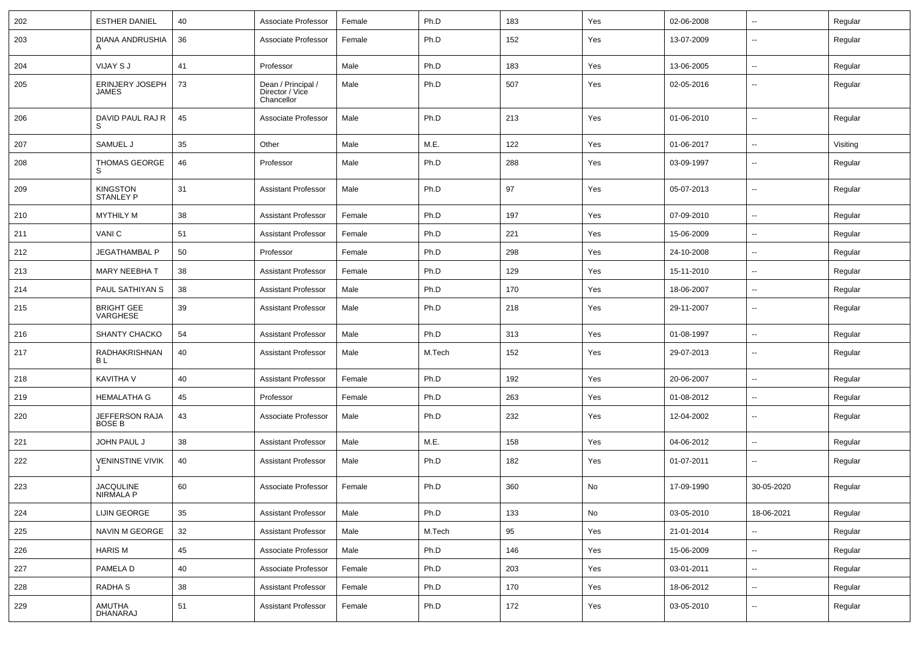| 202 | ESTHER DANIEL | 40 | Associate Professor | Female | Ph.D | 183 | Yes | 02-06-2008 | -- | Regular |
|---|---|---|---|---|---|---|---|---|---|---|
| 203 | DIANA ANDRUSHIA A | 36 | Associate Professor | Female | Ph.D | 152 | Yes | 13-07-2009 | -- | Regular |
| 204 | VIJAY S J | 41 | Professor | Male | Ph.D | 183 | Yes | 13-06-2005 | -- | Regular |
| 205 | ERINJERY JOSEPH JAMES | 73 | Dean / Principal / Director / Vice Chancellor | Male | Ph.D | 507 | Yes | 02-05-2016 | -- | Regular |
| 206 | DAVID PAUL RAJ R S | 45 | Associate Professor | Male | Ph.D | 213 | Yes | 01-06-2010 | -- | Regular |
| 207 | SAMUEL J | 35 | Other | Male | M.E. | 122 | Yes | 01-06-2017 | -- | Visiting |
| 208 | THOMAS GEORGE S | 46 | Professor | Male | Ph.D | 288 | Yes | 03-09-1997 | -- | Regular |
| 209 | KINGSTON STANLEY P | 31 | Assistant Professor | Male | Ph.D | 97 | Yes | 05-07-2013 | -- | Regular |
| 210 | MYTHILY M | 38 | Assistant Professor | Female | Ph.D | 197 | Yes | 07-09-2010 | -- | Regular |
| 211 | VANI C | 51 | Assistant Professor | Female | Ph.D | 221 | Yes | 15-06-2009 | -- | Regular |
| 212 | JEGATHAMBAL P | 50 | Professor | Female | Ph.D | 298 | Yes | 24-10-2008 | -- | Regular |
| 213 | MARY NEEBHA T | 38 | Assistant Professor | Female | Ph.D | 129 | Yes | 15-11-2010 | -- | Regular |
| 214 | PAUL SATHIYAN S | 38 | Assistant Professor | Male | Ph.D | 170 | Yes | 18-06-2007 | -- | Regular |
| 215 | BRIGHT GEE VARGHESE | 39 | Assistant Professor | Male | Ph.D | 218 | Yes | 29-11-2007 | -- | Regular |
| 216 | SHANTY CHACKO | 54 | Assistant Professor | Male | Ph.D | 313 | Yes | 01-08-1997 | -- | Regular |
| 217 | RADHAKRISHNAN B L | 40 | Assistant Professor | Male | M.Tech | 152 | Yes | 29-07-2013 | -- | Regular |
| 218 | KAVITHA V | 40 | Assistant Professor | Female | Ph.D | 192 | Yes | 20-06-2007 | -- | Regular |
| 219 | HEMALATHA G | 45 | Professor | Female | Ph.D | 263 | Yes | 01-08-2012 | -- | Regular |
| 220 | JEFFERSON RAJA BOSE B | 43 | Associate Professor | Male | Ph.D | 232 | Yes | 12-04-2002 | -- | Regular |
| 221 | JOHN PAUL J | 38 | Assistant Professor | Male | M.E. | 158 | Yes | 04-06-2012 | -- | Regular |
| 222 | VENINSTINE VIVIK J | 40 | Assistant Professor | Male | Ph.D | 182 | Yes | 01-07-2011 | -- | Regular |
| 223 | JACQULINE NIRMALA P | 60 | Associate Professor | Female | Ph.D | 360 | No | 17-09-1990 | 30-05-2020 | Regular |
| 224 | LIJIN GEORGE | 35 | Assistant Professor | Male | Ph.D | 133 | No | 03-05-2010 | 18-06-2021 | Regular |
| 225 | NAVIN M GEORGE | 32 | Assistant Professor | Male | M.Tech | 95 | Yes | 21-01-2014 | -- | Regular |
| 226 | HARIS M | 45 | Associate Professor | Male | Ph.D | 146 | Yes | 15-06-2009 | -- | Regular |
| 227 | PAMELA D | 40 | Associate Professor | Female | Ph.D | 203 | Yes | 03-01-2011 | -- | Regular |
| 228 | RADHA S | 38 | Assistant Professor | Female | Ph.D | 170 | Yes | 18-06-2012 | -- | Regular |
| 229 | AMUTHA DHANARAJ | 51 | Assistant Professor | Female | Ph.D | 172 | Yes | 03-05-2010 | -- | Regular |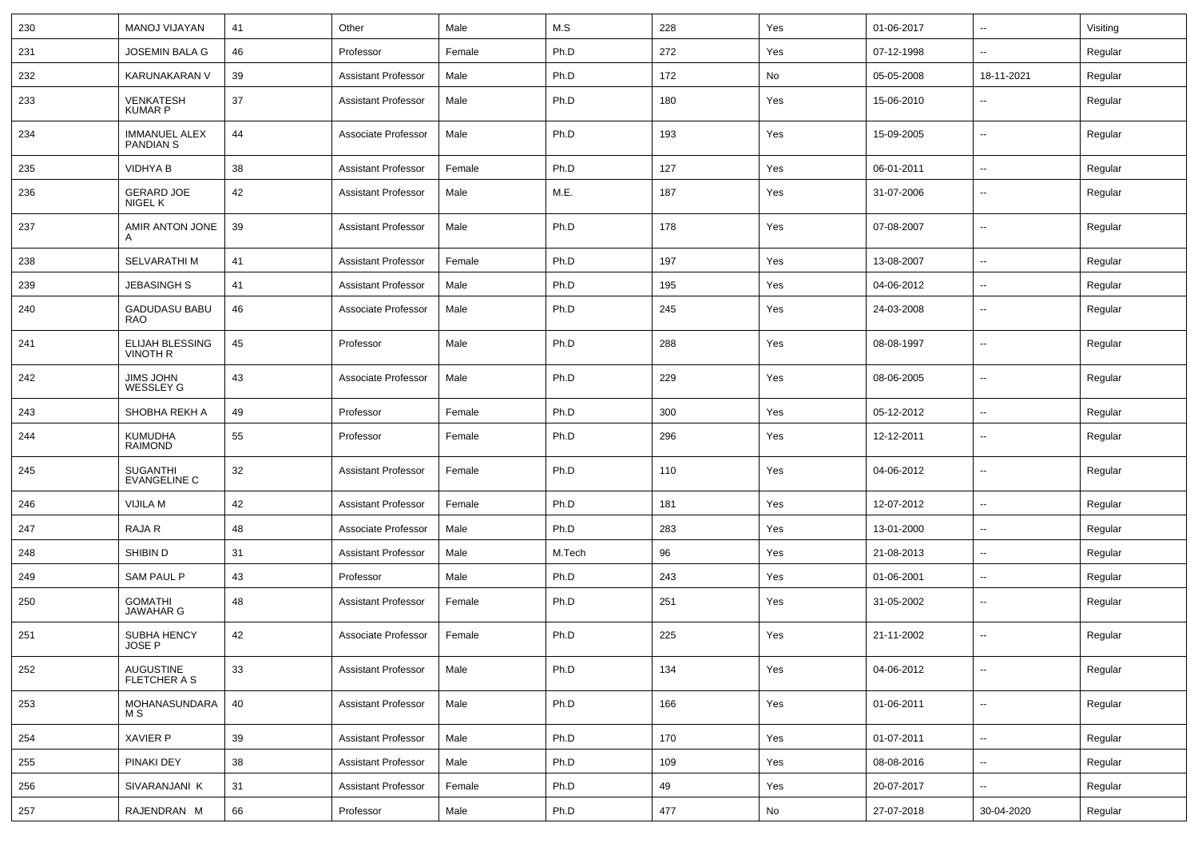| 230 | MANOJ VIJAYAN | 41 | Other | Male | M.S | 228 | Yes | 01-06-2017 | -- | Visiting |
|---|---|---|---|---|---|---|---|---|---|---|
| 231 | JOSEMIN BALA G | 46 | Professor | Female | Ph.D | 272 | Yes | 07-12-1998 | -- | Regular |
| 232 | KARUNAKARAN V | 39 | Assistant Professor | Male | Ph.D | 172 | No | 05-05-2008 | 18-11-2021 | Regular |
| 233 | VENKATESH KUMAR P | 37 | Assistant Professor | Male | Ph.D | 180 | Yes | 15-06-2010 | -- | Regular |
| 234 | IMMANUEL ALEX PANDIAN S | 44 | Associate Professor | Male | Ph.D | 193 | Yes | 15-09-2005 | -- | Regular |
| 235 | VIDHYA B | 38 | Assistant Professor | Female | Ph.D | 127 | Yes | 06-01-2011 | -- | Regular |
| 236 | GERARD JOE NIGEL K | 42 | Assistant Professor | Male | M.E. | 187 | Yes | 31-07-2006 | -- | Regular |
| 237 | AMIR ANTON JONE A | 39 | Assistant Professor | Male | Ph.D | 178 | Yes | 07-08-2007 | -- | Regular |
| 238 | SELVARATHI M | 41 | Assistant Professor | Female | Ph.D | 197 | Yes | 13-08-2007 | -- | Regular |
| 239 | JEBASINGH S | 41 | Assistant Professor | Male | Ph.D | 195 | Yes | 04-06-2012 | -- | Regular |
| 240 | GADUDASU BABU RAO | 46 | Associate Professor | Male | Ph.D | 245 | Yes | 24-03-2008 | -- | Regular |
| 241 | ELIJAH BLESSING VINOTH R | 45 | Professor | Male | Ph.D | 288 | Yes | 08-08-1997 | -- | Regular |
| 242 | JIMS JOHN WESSLEY G | 43 | Associate Professor | Male | Ph.D | 229 | Yes | 08-06-2005 | -- | Regular |
| 243 | SHOBHA REKH A | 49 | Professor | Female | Ph.D | 300 | Yes | 05-12-2012 | -- | Regular |
| 244 | KUMUDHA RAIMOND | 55 | Professor | Female | Ph.D | 296 | Yes | 12-12-2011 | -- | Regular |
| 245 | SUGANTHI EVANGELINE C | 32 | Assistant Professor | Female | Ph.D | 110 | Yes | 04-06-2012 | -- | Regular |
| 246 | VIJILA M | 42 | Assistant Professor | Female | Ph.D | 181 | Yes | 12-07-2012 | -- | Regular |
| 247 | RAJA R | 48 | Associate Professor | Male | Ph.D | 283 | Yes | 13-01-2000 | -- | Regular |
| 248 | SHIBIN D | 31 | Assistant Professor | Male | M.Tech | 96 | Yes | 21-08-2013 | -- | Regular |
| 249 | SAM PAUL P | 43 | Professor | Male | Ph.D | 243 | Yes | 01-06-2001 | -- | Regular |
| 250 | GOMATHI JAWAHAR G | 48 | Assistant Professor | Female | Ph.D | 251 | Yes | 31-05-2002 | -- | Regular |
| 251 | SUBHA HENCY JOSE P | 42 | Associate Professor | Female | Ph.D | 225 | Yes | 21-11-2002 | -- | Regular |
| 252 | AUGUSTINE FLETCHER A S | 33 | Assistant Professor | Male | Ph.D | 134 | Yes | 04-06-2012 | -- | Regular |
| 253 | MOHANASUNDARA M S | 40 | Assistant Professor | Male | Ph.D | 166 | Yes | 01-06-2011 | -- | Regular |
| 254 | XAVIER P | 39 | Assistant Professor | Male | Ph.D | 170 | Yes | 01-07-2011 | -- | Regular |
| 255 | PINAKI DEY | 38 | Assistant Professor | Male | Ph.D | 109 | Yes | 08-08-2016 | -- | Regular |
| 256 | SIVARANJANI K | 31 | Assistant Professor | Female | Ph.D | 49 | Yes | 20-07-2017 | -- | Regular |
| 257 | RAJENDRAN M | 66 | Professor | Male | Ph.D | 477 | No | 27-07-2018 | 30-04-2020 | Regular |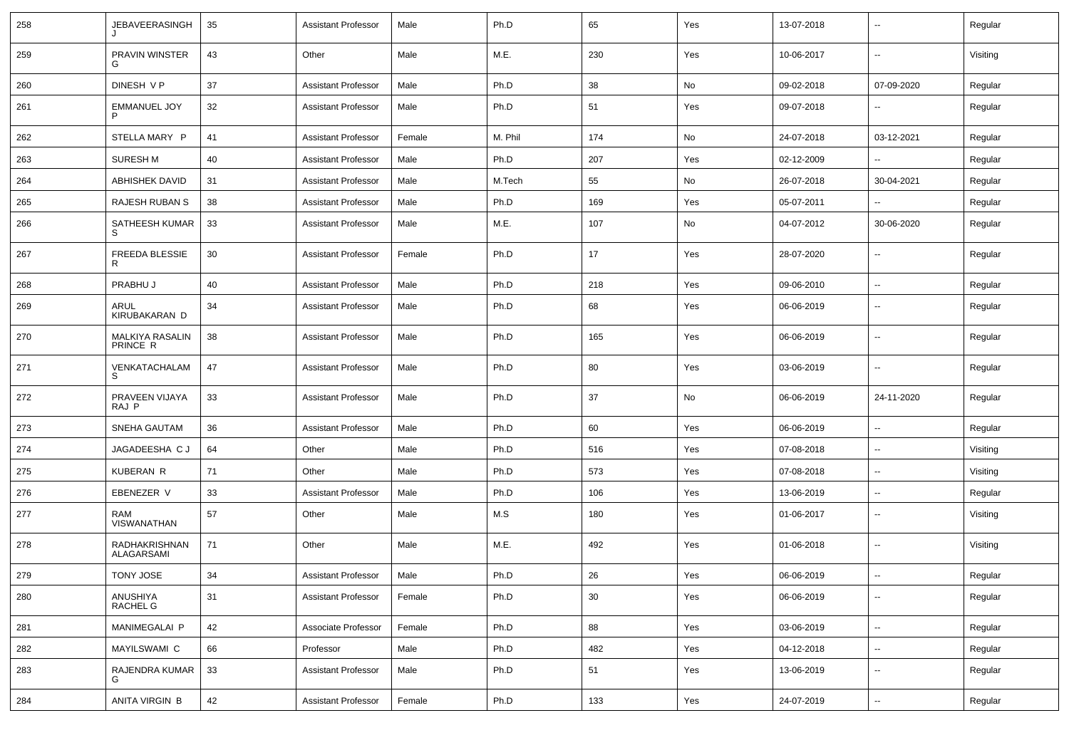| 258 | JEBAVEERASINGH J | 35 | Assistant Professor | Male | Ph.D | 65 | Yes | 13-07-2018 | -- | Regular |
|---|---|---|---|---|---|---|---|---|---|---|
| 259 | PRAVIN WINSTER G | 43 | Other | Male | M.E. | 230 | Yes | 10-06-2017 | -- | Visiting |
| 260 | DINESH V P | 37 | Assistant Professor | Male | Ph.D | 38 | No | 09-02-2018 | 07-09-2020 | Regular |
| 261 | EMMANUEL JOY P | 32 | Assistant Professor | Male | Ph.D | 51 | Yes | 09-07-2018 | -- | Regular |
| 262 | STELLA MARY P | 41 | Assistant Professor | Female | M. Phil | 174 | No | 24-07-2018 | 03-12-2021 | Regular |
| 263 | SURESH M | 40 | Assistant Professor | Male | Ph.D | 207 | Yes | 02-12-2009 | -- | Regular |
| 264 | ABHISHEK DAVID | 31 | Assistant Professor | Male | M.Tech | 55 | No | 26-07-2018 | 30-04-2021 | Regular |
| 265 | RAJESH RUBAN S | 38 | Assistant Professor | Male | Ph.D | 169 | Yes | 05-07-2011 | -- | Regular |
| 266 | SATHEESH KUMAR S | 33 | Assistant Professor | Male | M.E. | 107 | No | 04-07-2012 | 30-06-2020 | Regular |
| 267 | FREEDA BLESSIE R | 30 | Assistant Professor | Female | Ph.D | 17 | Yes | 28-07-2020 | -- | Regular |
| 268 | PRABHU J | 40 | Assistant Professor | Male | Ph.D | 218 | Yes | 09-06-2010 | -- | Regular |
| 269 | ARUL KIRUBAKARAN D | 34 | Assistant Professor | Male | Ph.D | 68 | Yes | 06-06-2019 | -- | Regular |
| 270 | MALKIYA RASALIN PRINCE R | 38 | Assistant Professor | Male | Ph.D | 165 | Yes | 06-06-2019 | -- | Regular |
| 271 | VENKATACHALAM S | 47 | Assistant Professor | Male | Ph.D | 80 | Yes | 03-06-2019 | -- | Regular |
| 272 | PRAVEEN VIJAYA RAJ P | 33 | Assistant Professor | Male | Ph.D | 37 | No | 06-06-2019 | 24-11-2020 | Regular |
| 273 | SNEHA GAUTAM | 36 | Assistant Professor | Male | Ph.D | 60 | Yes | 06-06-2019 | -- | Regular |
| 274 | JAGADEESHA C J | 64 | Other | Male | Ph.D | 516 | Yes | 07-08-2018 | -- | Visiting |
| 275 | KUBERAN R | 71 | Other | Male | Ph.D | 573 | Yes | 07-08-2018 | -- | Visiting |
| 276 | EBENEZER V | 33 | Assistant Professor | Male | Ph.D | 106 | Yes | 13-06-2019 | -- | Regular |
| 277 | RAM VISWANATHAN | 57 | Other | Male | M.S | 180 | Yes | 01-06-2017 | -- | Visiting |
| 278 | RADHAKRISHNAN ALAGARSAMI | 71 | Other | Male | M.E. | 492 | Yes | 01-06-2018 | -- | Visiting |
| 279 | TONY JOSE | 34 | Assistant Professor | Male | Ph.D | 26 | Yes | 06-06-2019 | -- | Regular |
| 280 | ANUSHIYA RACHEL G | 31 | Assistant Professor | Female | Ph.D | 30 | Yes | 06-06-2019 | -- | Regular |
| 281 | MANIMEGALAI P | 42 | Associate Professor | Female | Ph.D | 88 | Yes | 03-06-2019 | -- | Regular |
| 282 | MAYILSWAMI C | 66 | Professor | Male | Ph.D | 482 | Yes | 04-12-2018 | -- | Regular |
| 283 | RAJENDRA KUMAR G | 33 | Assistant Professor | Male | Ph.D | 51 | Yes | 13-06-2019 | -- | Regular |
| 284 | ANITA VIRGIN B | 42 | Assistant Professor | Female | Ph.D | 133 | Yes | 24-07-2019 | -- | Regular |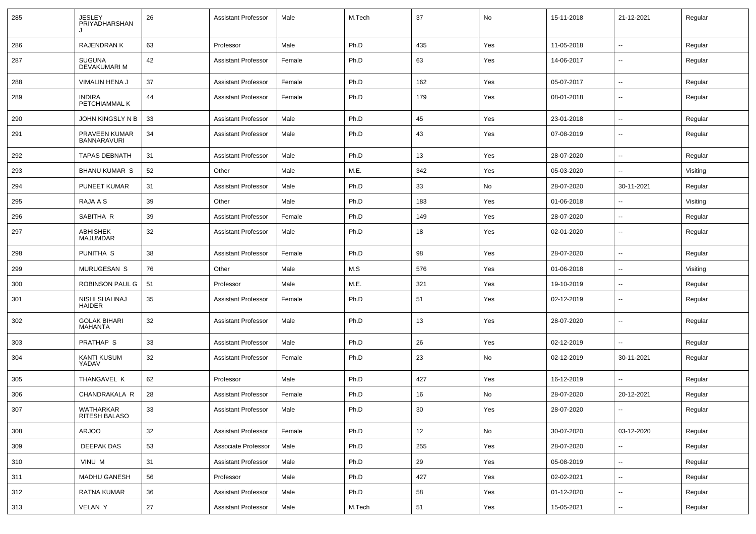| 285 | JESLEY PRIYADHARSHAN J | 26 | Assistant Professor | Male | M.Tech | 37 | No | 15-11-2018 | 21-12-2021 | Regular |
|---|---|---|---|---|---|---|---|---|---|---|
| 286 | RAJENDRAN K | 63 | Professor | Male | Ph.D | 435 | Yes | 11-05-2018 | -- | Regular |
| 287 | SUGUNA DEVAKUMARI M | 42 | Assistant Professor | Female | Ph.D | 63 | Yes | 14-06-2017 | -- | Regular |
| 288 | VIMALIN HENA J | 37 | Assistant Professor | Female | Ph.D | 162 | Yes | 05-07-2017 | -- | Regular |
| 289 | INDIRA PETCHIAMMAL K | 44 | Assistant Professor | Female | Ph.D | 179 | Yes | 08-01-2018 | -- | Regular |
| 290 | JOHN KINGSLY N B | 33 | Assistant Professor | Male | Ph.D | 45 | Yes | 23-01-2018 | -- | Regular |
| 291 | PRAVEEN KUMAR BANNARAVURI | 34 | Assistant Professor | Male | Ph.D | 43 | Yes | 07-08-2019 | -- | Regular |
| 292 | TAPAS DEBNATH | 31 | Assistant Professor | Male | Ph.D | 13 | Yes | 28-07-2020 | -- | Regular |
| 293 | BHANU KUMAR S | 52 | Other | Male | M.E. | 342 | Yes | 05-03-2020 | -- | Visiting |
| 294 | PUNEET KUMAR | 31 | Assistant Professor | Male | Ph.D | 33 | No | 28-07-2020 | 30-11-2021 | Regular |
| 295 | RAJA A S | 39 | Other | Male | Ph.D | 183 | Yes | 01-06-2018 | -- | Visiting |
| 296 | SABITHA R | 39 | Assistant Professor | Female | Ph.D | 149 | Yes | 28-07-2020 | -- | Regular |
| 297 | ABHISHEK MAJUMDAR | 32 | Assistant Professor | Male | Ph.D | 18 | Yes | 02-01-2020 | -- | Regular |
| 298 | PUNITHA S | 38 | Assistant Professor | Female | Ph.D | 98 | Yes | 28-07-2020 | -- | Regular |
| 299 | MURUGESAN S | 76 | Other | Male | M.S | 576 | Yes | 01-06-2018 | -- | Visiting |
| 300 | ROBINSON PAUL G | 51 | Professor | Male | M.E. | 321 | Yes | 19-10-2019 | -- | Regular |
| 301 | NISHI SHAHNAJ HAIDER | 35 | Assistant Professor | Female | Ph.D | 51 | Yes | 02-12-2019 | -- | Regular |
| 302 | GOLAK BIHARI MAHANTA | 32 | Assistant Professor | Male | Ph.D | 13 | Yes | 28-07-2020 | -- | Regular |
| 303 | PRATHAP S | 33 | Assistant Professor | Male | Ph.D | 26 | Yes | 02-12-2019 | -- | Regular |
| 304 | KANTI KUSUM YADAV | 32 | Assistant Professor | Female | Ph.D | 23 | No | 02-12-2019 | 30-11-2021 | Regular |
| 305 | THANGAVEL K | 62 | Professor | Male | Ph.D | 427 | Yes | 16-12-2019 | -- | Regular |
| 306 | CHANDRAKALA R | 28 | Assistant Professor | Female | Ph.D | 16 | No | 28-07-2020 | 20-12-2021 | Regular |
| 307 | WATHARKAR RITESH BALASO | 33 | Assistant Professor | Male | Ph.D | 30 | Yes | 28-07-2020 | -- | Regular |
| 308 | ARJOO | 32 | Assistant Professor | Female | Ph.D | 12 | No | 30-07-2020 | 03-12-2020 | Regular |
| 309 | DEEPAK DAS | 53 | Associate Professor | Male | Ph.D | 255 | Yes | 28-07-2020 | -- | Regular |
| 310 | VINU M | 31 | Assistant Professor | Male | Ph.D | 29 | Yes | 05-08-2019 | -- | Regular |
| 311 | MADHU GANESH | 56 | Professor | Male | Ph.D | 427 | Yes | 02-02-2021 | -- | Regular |
| 312 | RATNA KUMAR | 36 | Assistant Professor | Male | Ph.D | 58 | Yes | 01-12-2020 | -- | Regular |
| 313 | VELAN Y | 27 | Assistant Professor | Male | M.Tech | 51 | Yes | 15-05-2021 | -- | Regular |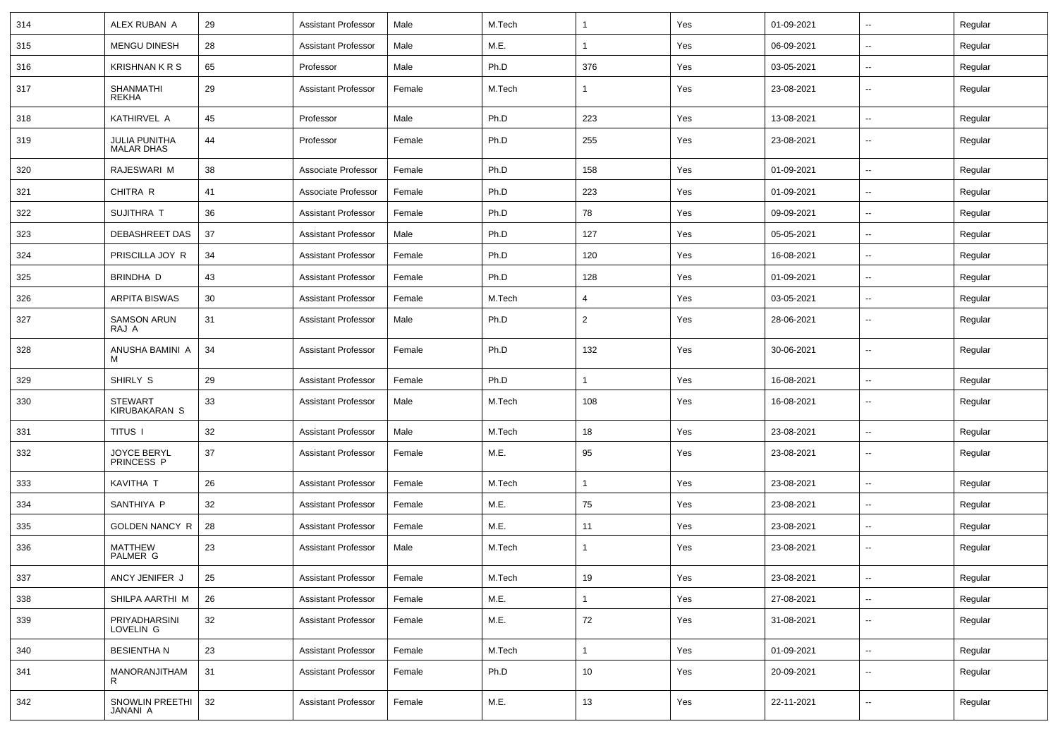| 314 | ALEX RUBAN A | 29 | Assistant Professor | Male | M.Tech | 1 | Yes | 01-09-2021 | -- | Regular |
|---|---|---|---|---|---|---|---|---|---|---|
| 315 | MENGU DINESH | 28 | Assistant Professor | Male | M.E. | 1 | Yes | 06-09-2021 | -- | Regular |
| 316 | KRISHNAN K R S | 65 | Professor | Male | Ph.D | 376 | Yes | 03-05-2021 | -- | Regular |
| 317 | SHANMATHI REKHA | 29 | Assistant Professor | Female | M.Tech | 1 | Yes | 23-08-2021 | -- | Regular |
| 318 | KATHIRVEL A | 45 | Professor | Male | Ph.D | 223 | Yes | 13-08-2021 | -- | Regular |
| 319 | JULIA PUNITHA MALAR DHAS | 44 | Professor | Female | Ph.D | 255 | Yes | 23-08-2021 | -- | Regular |
| 320 | RAJESWARI M | 38 | Associate Professor | Female | Ph.D | 158 | Yes | 01-09-2021 | -- | Regular |
| 321 | CHITRA R | 41 | Associate Professor | Female | Ph.D | 223 | Yes | 01-09-2021 | -- | Regular |
| 322 | SUJITHRA T | 36 | Assistant Professor | Female | Ph.D | 78 | Yes | 09-09-2021 | -- | Regular |
| 323 | DEBASHREET DAS | 37 | Assistant Professor | Male | Ph.D | 127 | Yes | 05-05-2021 | -- | Regular |
| 324 | PRISCILLA JOY R | 34 | Assistant Professor | Female | Ph.D | 120 | Yes | 16-08-2021 | -- | Regular |
| 325 | BRINDHA D | 43 | Assistant Professor | Female | Ph.D | 128 | Yes | 01-09-2021 | -- | Regular |
| 326 | ARPITA BISWAS | 30 | Assistant Professor | Female | M.Tech | 4 | Yes | 03-05-2021 | -- | Regular |
| 327 | SAMSON ARUN RAJ A | 31 | Assistant Professor | Male | Ph.D | 2 | Yes | 28-06-2021 | -- | Regular |
| 328 | ANUSHA BAMINI A M | 34 | Assistant Professor | Female | Ph.D | 132 | Yes | 30-06-2021 | -- | Regular |
| 329 | SHIRLY S | 29 | Assistant Professor | Female | Ph.D | 1 | Yes | 16-08-2021 | -- | Regular |
| 330 | STEWART KIRUBAKARAN S | 33 | Assistant Professor | Male | M.Tech | 108 | Yes | 16-08-2021 | -- | Regular |
| 331 | TITUS I | 32 | Assistant Professor | Male | M.Tech | 18 | Yes | 23-08-2021 | -- | Regular |
| 332 | JOYCE BERYL PRINCESS P | 37 | Assistant Professor | Female | M.E. | 95 | Yes | 23-08-2021 | -- | Regular |
| 333 | KAVITHA T | 26 | Assistant Professor | Female | M.Tech | 1 | Yes | 23-08-2021 | -- | Regular |
| 334 | SANTHIYA P | 32 | Assistant Professor | Female | M.E. | 75 | Yes | 23-08-2021 | -- | Regular |
| 335 | GOLDEN NANCY R | 28 | Assistant Professor | Female | M.E. | 11 | Yes | 23-08-2021 | -- | Regular |
| 336 | MATTHEW PALMER G | 23 | Assistant Professor | Male | M.Tech | 1 | Yes | 23-08-2021 | -- | Regular |
| 337 | ANCY JENIFER J | 25 | Assistant Professor | Female | M.Tech | 19 | Yes | 23-08-2021 | -- | Regular |
| 338 | SHILPA AARTHI M | 26 | Assistant Professor | Female | M.E. | 1 | Yes | 27-08-2021 | -- | Regular |
| 339 | PRIYADHARSINI LOVELIN G | 32 | Assistant Professor | Female | M.E. | 72 | Yes | 31-08-2021 | -- | Regular |
| 340 | BESIENTHA N | 23 | Assistant Professor | Female | M.Tech | 1 | Yes | 01-09-2021 | -- | Regular |
| 341 | MANORANJITHAM R | 31 | Assistant Professor | Female | Ph.D | 10 | Yes | 20-09-2021 | -- | Regular |
| 342 | SNOWLIN PREETHI JANANI A | 32 | Assistant Professor | Female | M.E. | 13 | Yes | 22-11-2021 | -- | Regular |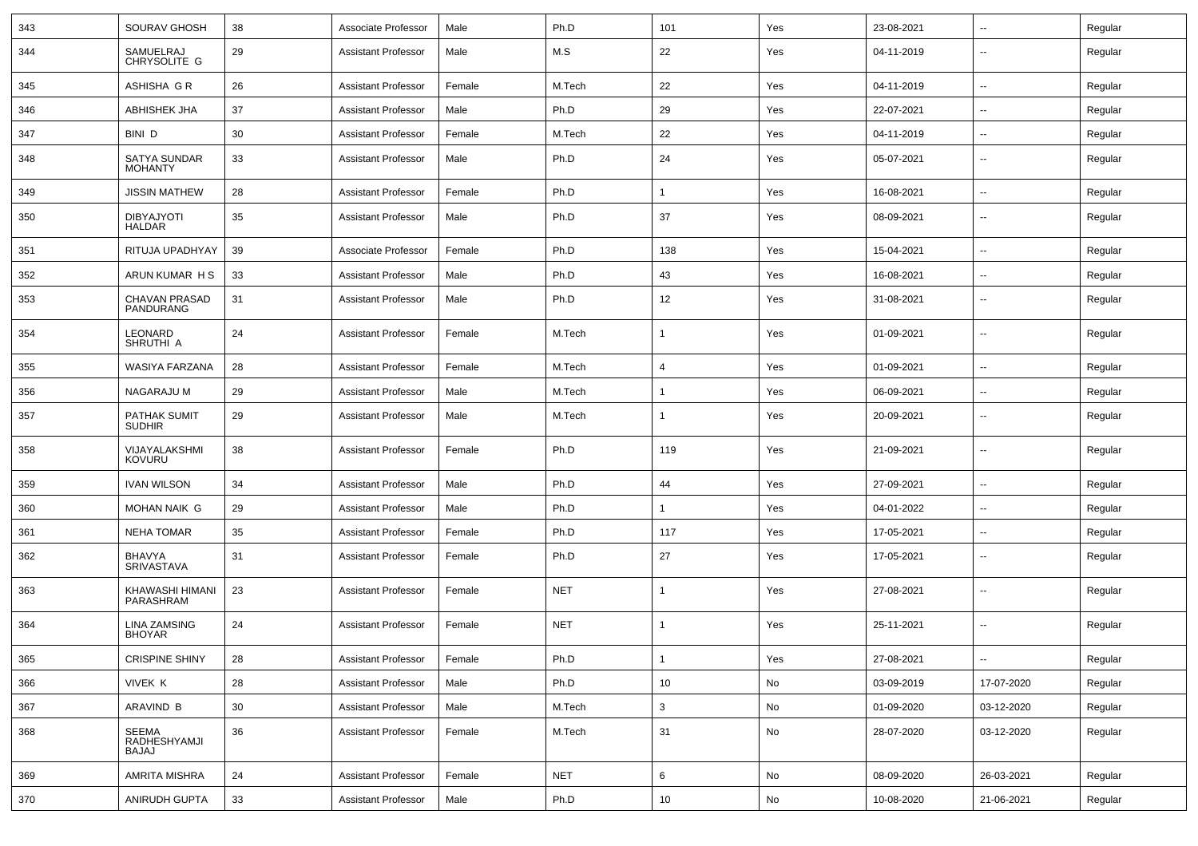| 343 | SOURAV GHOSH | 38 | Associate Professor | Male | Ph.D | 101 | Yes | 23-08-2021 | -- | Regular |
|---|---|---|---|---|---|---|---|---|---|---|
| 344 | SAMUELRAJ CHRYSOLITE G | 29 | Assistant Professor | Male | M.S | 22 | Yes | 04-11-2019 | -- | Regular |
| 345 | ASHISHA G R | 26 | Assistant Professor | Female | M.Tech | 22 | Yes | 04-11-2019 | -- | Regular |
| 346 | ABHISHEK JHA | 37 | Assistant Professor | Male | Ph.D | 29 | Yes | 22-07-2021 | -- | Regular |
| 347 | BINI D | 30 | Assistant Professor | Female | M.Tech | 22 | Yes | 04-11-2019 | -- | Regular |
| 348 | SATYA SUNDAR MOHANTY | 33 | Assistant Professor | Male | Ph.D | 24 | Yes | 05-07-2021 | -- | Regular |
| 349 | JISSIN MATHEW | 28 | Assistant Professor | Female | Ph.D | 1 | Yes | 16-08-2021 | -- | Regular |
| 350 | DIBYAJYOTI HALDAR | 35 | Assistant Professor | Male | Ph.D | 37 | Yes | 08-09-2021 | -- | Regular |
| 351 | RITUJA UPADHYAY | 39 | Associate Professor | Female | Ph.D | 138 | Yes | 15-04-2021 | -- | Regular |
| 352 | ARUN KUMAR H S | 33 | Assistant Professor | Male | Ph.D | 43 | Yes | 16-08-2021 | -- | Regular |
| 353 | CHAVAN PRASAD PANDURANG | 31 | Assistant Professor | Male | Ph.D | 12 | Yes | 31-08-2021 | -- | Regular |
| 354 | LEONARD SHRUTHI A | 24 | Assistant Professor | Female | M.Tech | 1 | Yes | 01-09-2021 | -- | Regular |
| 355 | WASIYA FARZANA | 28 | Assistant Professor | Female | M.Tech | 4 | Yes | 01-09-2021 | -- | Regular |
| 356 | NAGARAJU M | 29 | Assistant Professor | Male | M.Tech | 1 | Yes | 06-09-2021 | -- | Regular |
| 357 | PATHAK SUMIT SUDHIR | 29 | Assistant Professor | Male | M.Tech | 1 | Yes | 20-09-2021 | -- | Regular |
| 358 | VIJAYALAKSHMI KOVURU | 38 | Assistant Professor | Female | Ph.D | 119 | Yes | 21-09-2021 | -- | Regular |
| 359 | IVAN WILSON | 34 | Assistant Professor | Male | Ph.D | 44 | Yes | 27-09-2021 | -- | Regular |
| 360 | MOHAN NAIK G | 29 | Assistant Professor | Male | Ph.D | 1 | Yes | 04-01-2022 | -- | Regular |
| 361 | NEHA TOMAR | 35 | Assistant Professor | Female | Ph.D | 117 | Yes | 17-05-2021 | -- | Regular |
| 362 | BHAVYA SRIVASTAVA | 31 | Assistant Professor | Female | Ph.D | 27 | Yes | 17-05-2021 | -- | Regular |
| 363 | KHAWASHI HIMANI PARASHRAM | 23 | Assistant Professor | Female | NET | 1 | Yes | 27-08-2021 | -- | Regular |
| 364 | LINA ZAMSING BHOYAR | 24 | Assistant Professor | Female | NET | 1 | Yes | 25-11-2021 | -- | Regular |
| 365 | CRISPINE SHINY | 28 | Assistant Professor | Female | Ph.D | 1 | Yes | 27-08-2021 | -- | Regular |
| 366 | VIVEK K | 28 | Assistant Professor | Male | Ph.D | 10 | No | 03-09-2019 | 17-07-2020 | Regular |
| 367 | ARAVIND B | 30 | Assistant Professor | Male | M.Tech | 3 | No | 01-09-2020 | 03-12-2020 | Regular |
| 368 | SEEMA RADHESHYAMJI BAJAJ | 36 | Assistant Professor | Female | M.Tech | 31 | No | 28-07-2020 | 03-12-2020 | Regular |
| 369 | AMRITA MISHRA | 24 | Assistant Professor | Female | NET | 6 | No | 08-09-2020 | 26-03-2021 | Regular |
| 370 | ANIRUDH GUPTA | 33 | Assistant Professor | Male | Ph.D | 10 | No | 10-08-2020 | 21-06-2021 | Regular |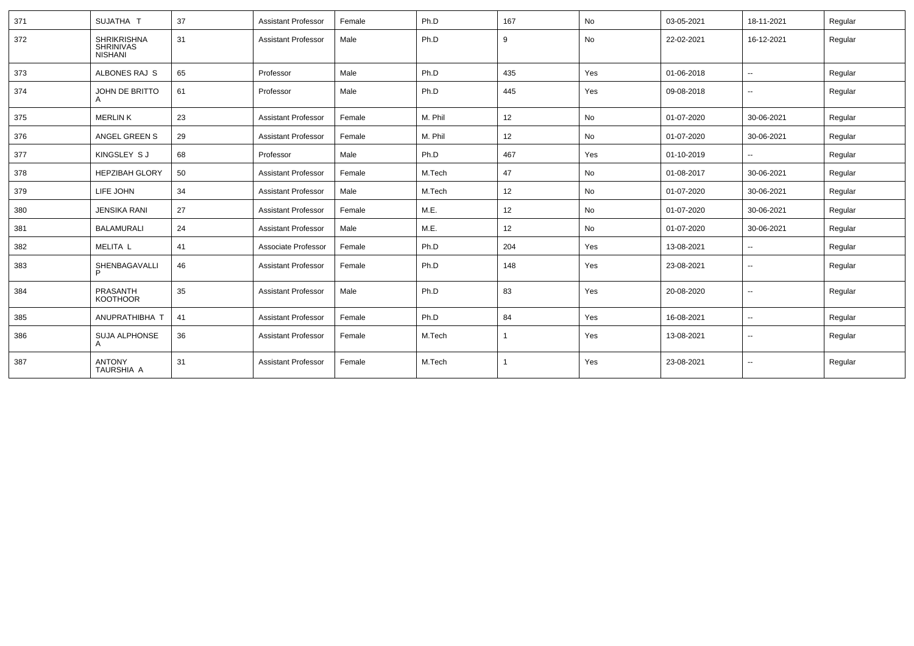| | | | | | | | | | | |
|---|---|---|---|---|---|---|---|---|---|---|
| 371 | SUJATHA T | 37 | Assistant Professor | Female | Ph.D | 167 | No | 03-05-2021 | 18-11-2021 | Regular |
| 372 | SHRIKRISHNA SHRINIVAS NISHANI | 31 | Assistant Professor | Male | Ph.D | 9 | No | 22-02-2021 | 16-12-2021 | Regular |
| 373 | ALBONES RAJ S | 65 | Professor | Male | Ph.D | 435 | Yes | 01-06-2018 | -- | Regular |
| 374 | JOHN DE BRITTO A | 61 | Professor | Male | Ph.D | 445 | Yes | 09-08-2018 | -- | Regular |
| 375 | MERLIN K | 23 | Assistant Professor | Female | M. Phil | 12 | No | 01-07-2020 | 30-06-2021 | Regular |
| 376 | ANGEL GREEN S | 29 | Assistant Professor | Female | M. Phil | 12 | No | 01-07-2020 | 30-06-2021 | Regular |
| 377 | KINGSLEY S J | 68 | Professor | Male | Ph.D | 467 | Yes | 01-10-2019 | -- | Regular |
| 378 | HEPZIBAH GLORY | 50 | Assistant Professor | Female | M.Tech | 47 | No | 01-08-2017 | 30-06-2021 | Regular |
| 379 | LIFE JOHN | 34 | Assistant Professor | Male | M.Tech | 12 | No | 01-07-2020 | 30-06-2021 | Regular |
| 380 | JENSIKA RANI | 27 | Assistant Professor | Female | M.E. | 12 | No | 01-07-2020 | 30-06-2021 | Regular |
| 381 | BALAMURALI | 24 | Assistant Professor | Male | M.E. | 12 | No | 01-07-2020 | 30-06-2021 | Regular |
| 382 | MELITA L | 41 | Associate Professor | Female | Ph.D | 204 | Yes | 13-08-2021 | -- | Regular |
| 383 | SHENBAGAVALLI P | 46 | Assistant Professor | Female | Ph.D | 148 | Yes | 23-08-2021 | -- | Regular |
| 384 | PRASANTH KOOTHOOR | 35 | Assistant Professor | Male | Ph.D | 83 | Yes | 20-08-2020 | -- | Regular |
| 385 | ANUPRATHIBHA T | 41 | Assistant Professor | Female | Ph.D | 84 | Yes | 16-08-2021 | -- | Regular |
| 386 | SUJA ALPHONSE A | 36 | Assistant Professor | Female | M.Tech | 1 | Yes | 13-08-2021 | -- | Regular |
| 387 | ANTONY TAURSHIA A | 31 | Assistant Professor | Female | M.Tech | 1 | Yes | 23-08-2021 | -- | Regular |